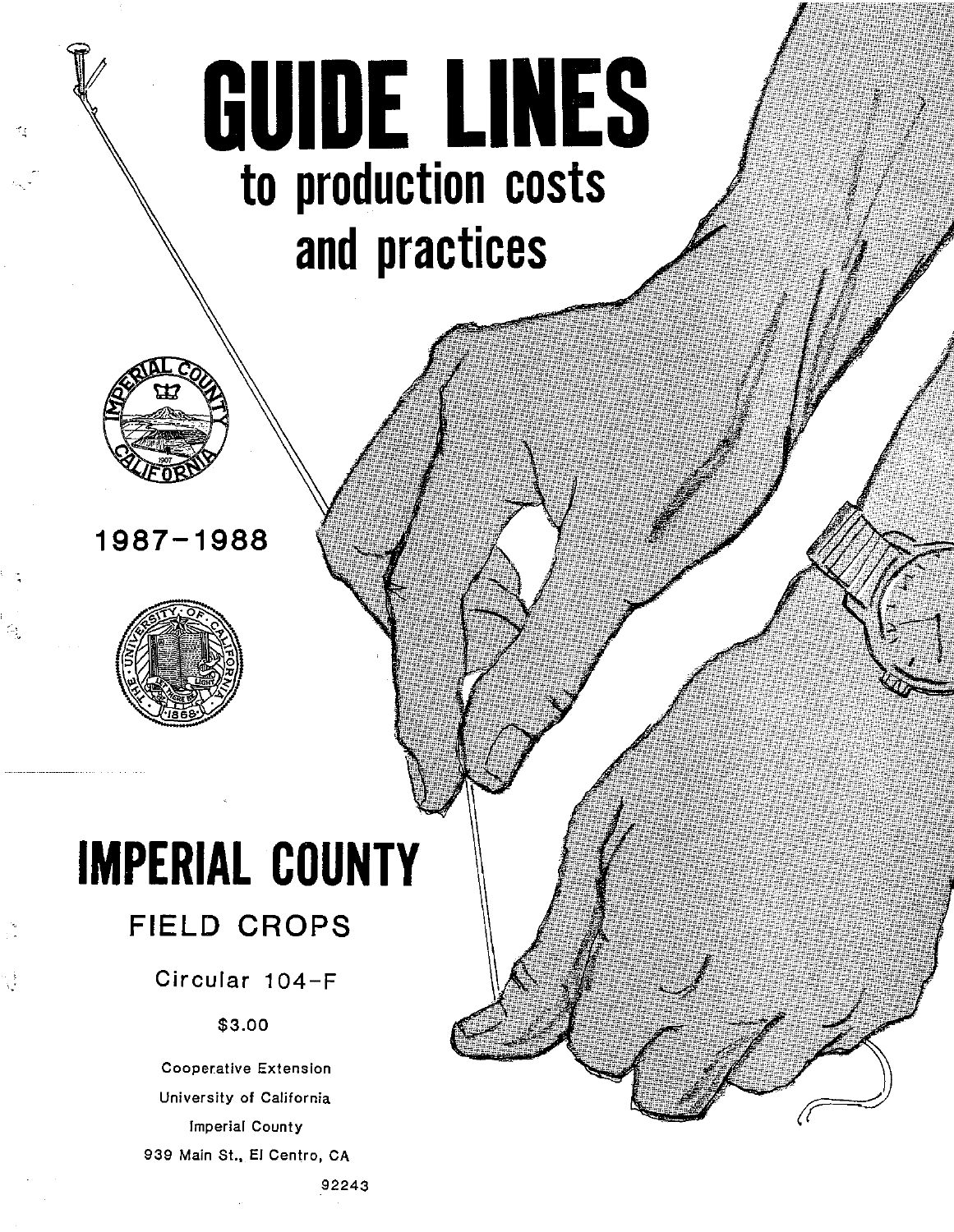# GUIDE LINES

## to production costs and practices

1987-1988

# IMPERIAL COUNTY

## FIELD CROPS

Circular 104-F

$3.00

Cooperative Extension
University of California
Imperial County
939 Main St., El Centro, CA
92243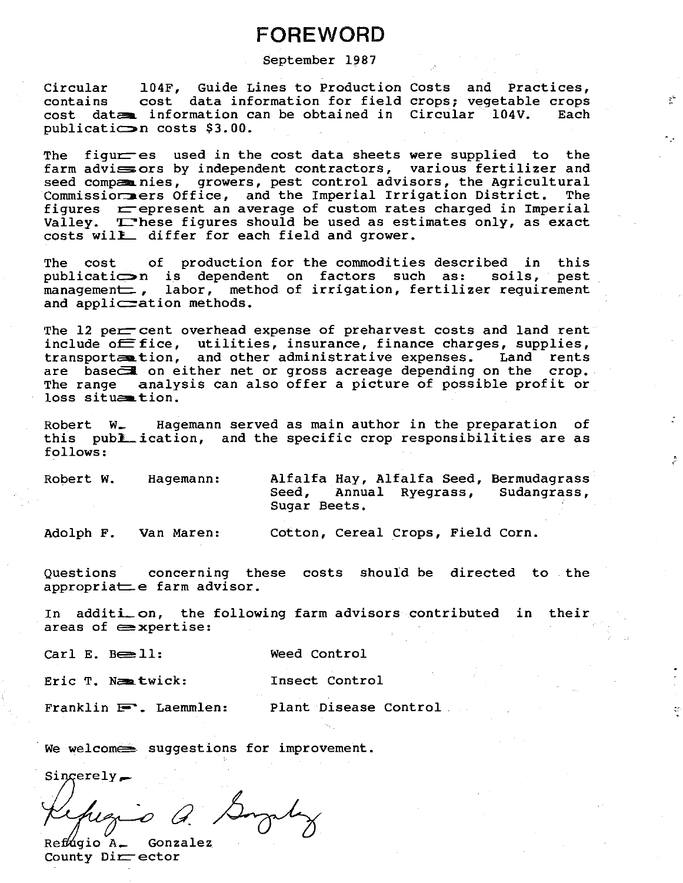# FOREWORD

September 1987

Circular 104F, Guide Lines to Production Costs and Practices, contains cost data information for field crops; vegetable crops cost data information can be obtained in Circular 104V. Each publication costs $3.00.

The figures used in the cost data sheets were supplied to the farm advisors by independent contractors, various fertilizer and seed companies, growers, pest control advisors, the Agricultural Commissioners Office, and the Imperial Irrigation District. The figures represent an average of custom rates charged in Imperial Valley. These figures should be used as estimates only, as exact costs will differ for each field and grower.

The cost of production for the commodities described in this publication is dependent on factors such as: soils, pest management, labor, method of irrigation, fertilizer requirement and application methods.

The 12 percent overhead expense of preharvest costs and land rent include office, utilities, insurance, finance charges, supplies, transportation, and other administrative expenses. Land rents are based on either net or gross acreage depending on the crop. The range analysis can also offer a picture of possible profit or loss situation.

Robert W. Hagemann served as main author in the preparation of this publication, and the specific crop responsibilities are as follows:

| | |
|---|---|
| Robert W. Hagemann: | Alfalfa Hay, Alfalfa Seed, Bermudagrass Seed, Annual Ryegrass, Sudangrass, Sugar Beets. |
| Adolph F. Van Maren: | Cotton, Cereal Crops, Field Corn. |

Questions concerning these costs should be directed to the appropriate farm advisor.

In addition, the following farm advisors contributed in their areas of expertise:

| | |
|---|---|
| Carl E. Bell: | Weed Control |
| Eric T. Natwick: | Insect Control |
| Franklin F. Laemmlen: | Plant Disease Control |

We welcome suggestions for improvement.

Sincerely,

Refugio A. Gonzalez
County Director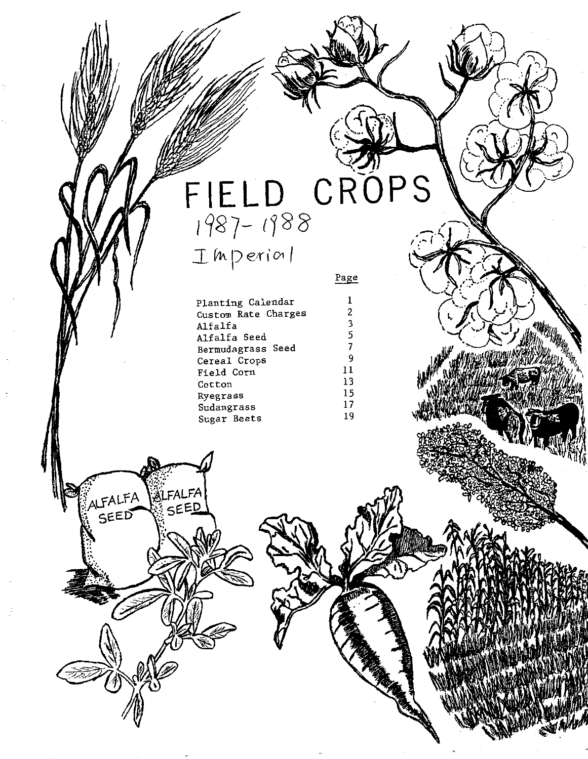# FIELD CROPS

## 1987-1988

## Imperial

| | Page |
|---|---|
| Planting Calendar | 1 |
| Custom Rate Charges | 2 |
| Alfalfa | 3 |
| Alfalfa Seed | 5 |
| Bermudagrass Seed | 7 |
| Cereal Crops | 9 |
| Field Corn | 11 |
| Cotton | 13 |
| Ryegrass | 15 |
| Sudangrass | 17 |
| Sugar Beets | 19 |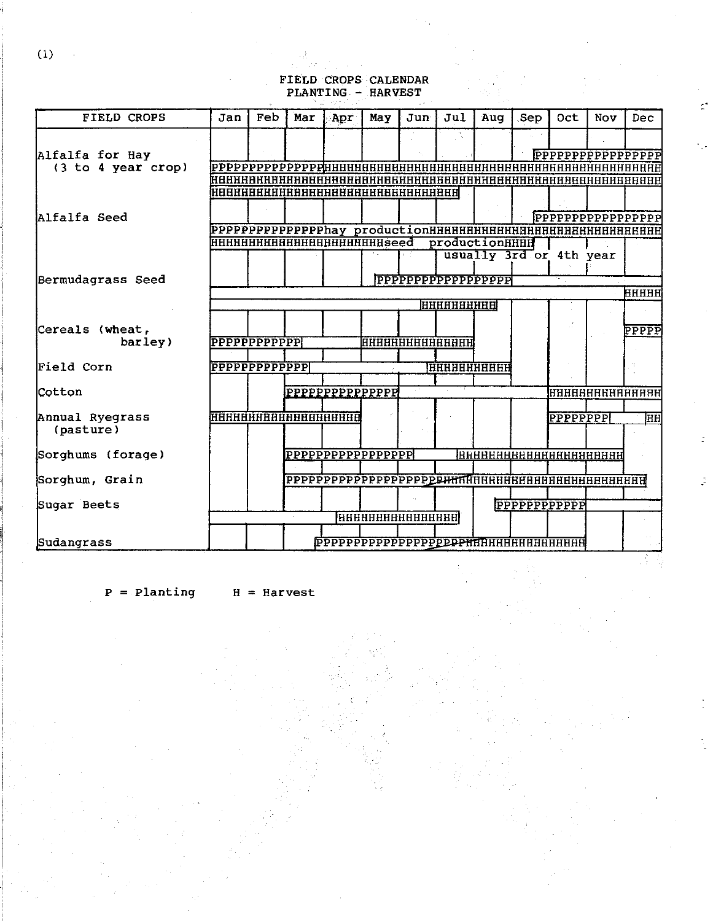# FIELD CROPS CALENDAR
## PLANTING - HARVEST

| FIELD CROPS | Jan | Feb | Mar | Apr | May | Jun | Jul | Aug | Sep | Oct | Nov | Dec |
|---|---|---|---|---|---|---|---|---|---|---|---|---|
| Alfalfa for Hay (3 to 4 year crop) | | | | | | | | | P | P | P | P |
| | P | P | H | H | H | H | H | H | H | H | H | H |
| | H | H | H | H | H | H | H | H | H | H | H | H |
| | H | H | H | H | H | H | H | | | | | |
| Alfalfa Seed | | | | | | | | | P | P | P | P |
| | P | P | hay production | | | H | H | H | H | H | H | H |
| | H | H | H | H | seed production | | | H | | | | |
| | | | | | | | usually 3rd or 4th year | | | | | |
| Bermudagrass Seed | | | | | P | P | P | P | | | | |
| | | | | | | | | | | | | H |
| | | | | | | H | H | | | | | |
| Cereals (wheat, barley) | | | | | | | | | | | | P |
| | P | P | P | | H | H | H | | | | | |
| Field Corn | P | P | P | | | H | H | H | | | | |
| Cotton | | | P | P | P | | | | | H | H | H |
| Annual Ryegrass (pasture) | H | H | H | H | | | | | | P | P | H |
| Sorghums (forage) | | | P | P | P | P | H | H | H | H | H | |
| Sorghum, Grain | | | P | P | P | P | P/H | H | H | H | H | H |
| Sugar Beets | | | | | | | | | P | P | P | |
| | | | | H | H | H | H | | | | | |
| Sudangrass | | | | P | P | P | P/H | H | H | H | | |

P = Planting     H = Harvest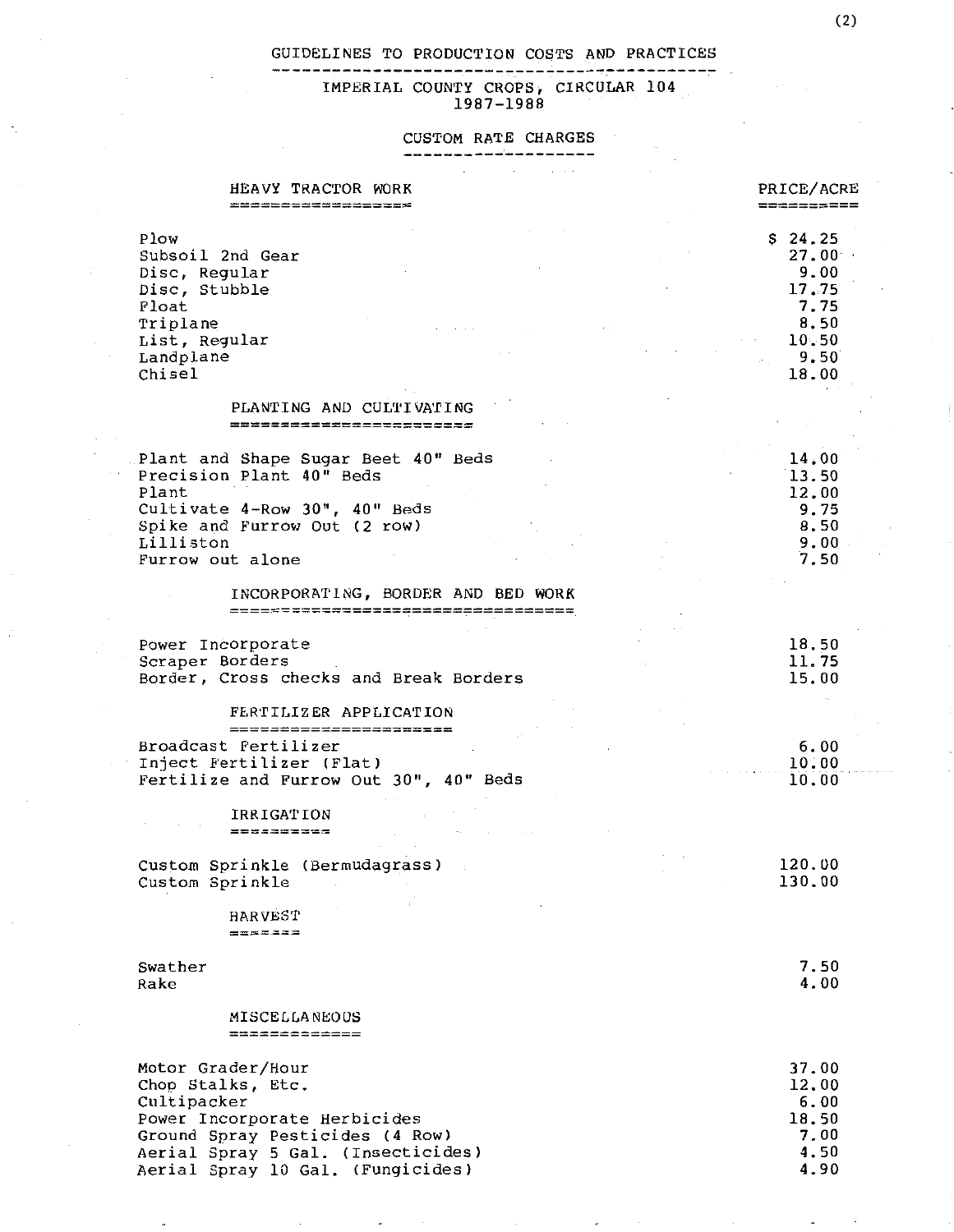# GUIDELINES TO PRODUCTION COSTS AND PRACTICES

## IMPERIAL COUNTY CROPS, CIRCULAR 104
## 1987-1988

## CUSTOM RATE CHARGES

| HEAVY TRACTOR WORK | PRICE/ACRE |
|---|---|
| Plow | $ 24.25 |
| Subsoil 2nd Gear | 27.00 |
| Disc, Regular | 9.00 |
| Disc, Stubble | 17.75 |
| Float | 7.75 |
| Triplane | 8.50 |
| List, Regular | 10.50 |
| Landplane | 9.50 |
| Chisel | 18.00 |
| **PLANTING AND CULTIVATING** | |
| Plant and Shape Sugar Beet 40" Beds | 14.00 |
| Precision Plant 40" Beds | 13.50 |
| Plant | 12.00 |
| Cultivate 4-Row 30", 40" Beds | 9.75 |
| Spike and Furrow Out (2 row) | 8.50 |
| Lilliston | 9.00 |
| Furrow out alone | 7.50 |
| **INCORPORATING, BORDER AND BED WORK** | |
| Power Incorporate | 18.50 |
| Scraper Borders | 11.75 |
| Border, Cross checks and Break Borders | 15.00 |
| **FERTILIZER APPLICATION** | |
| Broadcast Fertilizer | 6.00 |
| Inject Fertilizer (Flat) | 10.00 |
| Fertilize and Furrow Out 30", 40" Beds | 10.00 |
| **IRRIGATION** | |
| Custom Sprinkle (Bermudagrass) | 120.00 |
| Custom Sprinkle | 130.00 |
| **HARVEST** | |
| Swather | 7.50 |
| Rake | 4.00 |
| **MISCELLANEOUS** | |
| Motor Grader/Hour | 37.00 |
| Chop Stalks, Etc. | 12.00 |
| Cultipacker | 6.00 |
| Power Incorporate Herbicides | 18.50 |
| Ground Spray Pesticides (4 Row) | 7.00 |
| Aerial Spray 5 Gal. (Insecticides) | 4.50 |
| Aerial Spray 10 Gal. (Fungicides) | 4.90 |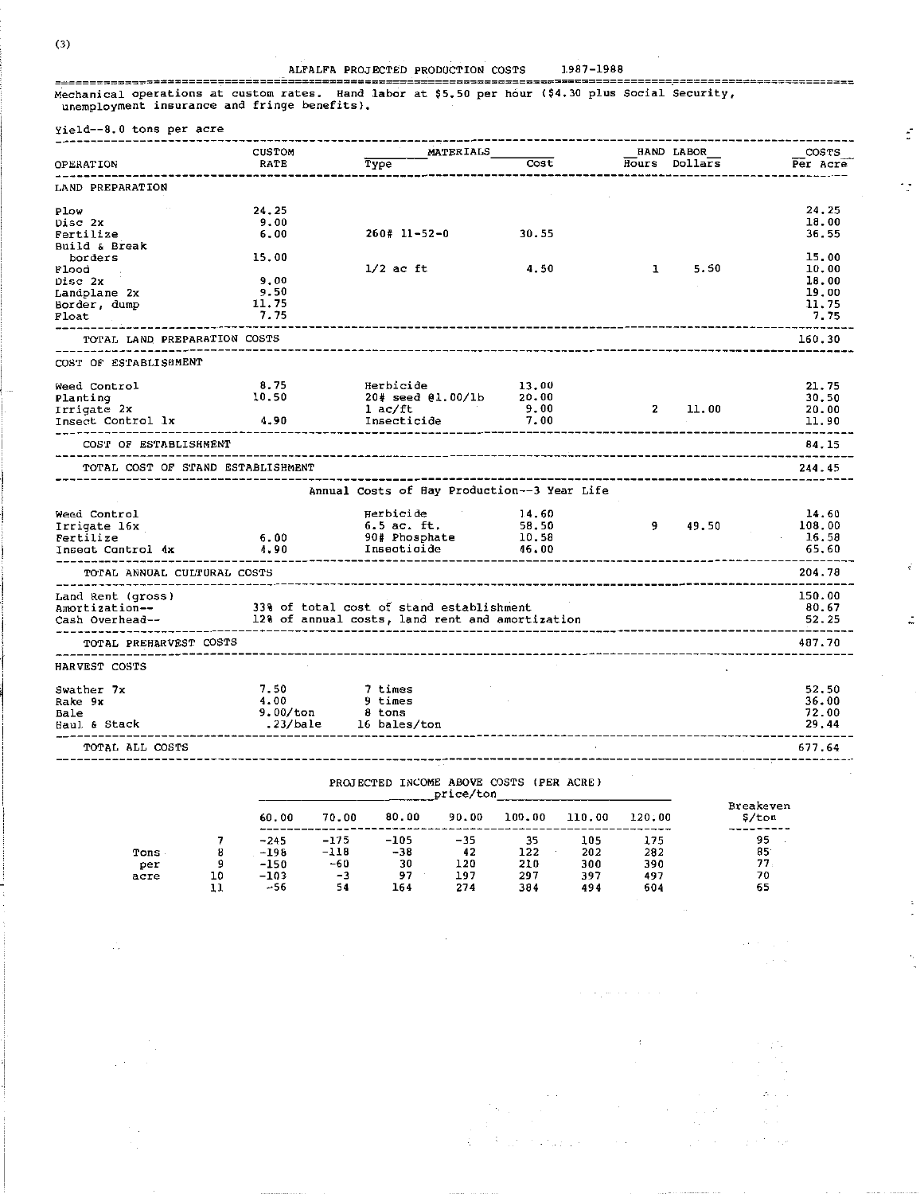## ALFALFA PROJECTED PRODUCTION COSTS 1987-1988

Mechanical operations at custom rates. Hand labor at $5.50 per hour ($4.30 plus Social Security, unemployment insurance and fringe benefits).

Yield--8.0 tons per acre

| OPERATION | CUSTOM RATE | MATERIALS Type | MATERIALS Cost | HAND LABOR Hours | HAND LABOR Dollars | COSTS Per Acre |
|---|---|---|---|---|---|---|
| **LAND PREPARATION** | | | | | | |
| Plow | 24.25 | | | | | 24.25 |
| Disc 2x | 9.00 | | | | | 18.00 |
| Fertilize | 6.00 | 260# 11-52-0 | 30.55 | | | 36.55 |
| Build & Break borders | 15.00 | | | | | 15.00 |
| Flood | | 1/2 ac ft | 4.50 | 1 | 5.50 | 10.00 |
| Disc 2x | 9.00 | | | | | 18.00 |
| Landplane 2x | 9.50 | | | | | 19.00 |
| Border, dump | 11.75 | | | | | 11.75 |
| Float | 7.75 | | | | | 7.75 |
| TOTAL LAND PREPARATION COSTS | | | | | | 160.30 |
| **COST OF ESTABLISHMENT** | | | | | | |
| Weed Control | 8.75 | Herbicide | 13.00 | | | 21.75 |
| Planting | 10.50 | 20# seed @1.00/lb | 20.00 | | | 30.50 |
| Irrigate 2x | | 1 ac/ft | 9.00 | 2 | 11.00 | 20.00 |
| Insect Control 1x | 4.90 | Insecticide | 7.00 | | | 11.90 |
| COST OF ESTABLISHMENT | | | | | | 84.15 |
| TOTAL COST OF STAND ESTABLISHMENT | | | | | | 244.45 |
| | | **Annual Costs of Hay Production--3 Year Life** | | | | |
| Weed Control | | Herbicide | 14.60 | | | 14.60 |
| Irrigate 16x | | 6.5 ac. ft. | 58.50 | 9 | 49.50 | 108.00 |
| Fertilize | 6.00 | 90# Phosphate | 10.58 | | | 16.58 |
| Insect Control 4x | 4.90 | Insecticide | 46.00 | | | 65.60 |
| TOTAL ANNUAL CULTURAL COSTS | | | | | | 204.78 |
| Land Rent (gross) | | | | | | 150.00 |
| Amortization-- | 33% of total cost of stand establishment | | | | | 80.67 |
| Cash Overhead-- | 12% of annual costs, land rent and amortization | | | | | 52.25 |
| TOTAL PREHARVEST COSTS | | | | | | 487.70 |
| **HARVEST COSTS** | | | | | | |
| Swather 7x | 7.50 | 7 times | | | | 52.50 |
| Rake 9x | 4.00 | 9 times | | | | 36.00 |
| Bale | 9.00/ton | 8 tons | | | | 72.00 |
| Haul & Stack | .23/bale | 16 bales/ton | | | | 29.44 |
| TOTAL ALL COSTS | | | | | | 677.64 |

### PROJECTED INCOME ABOVE COSTS (PER ACRE)

| | | price/ton | | | | | | | |
|---|---|---|---|---|---|---|---|---|---|
| | | 60.00 | 70.00 | 80.00 | 90.00 | 100.00 | 110.00 | 120.00 | Breakeven $/ton |
| Tons per acre | 7 | -245 | -175 | -105 | -35 | 35 | 105 | 175 | 95 |
| | 8 | -198 | -118 | -38 | 42 | 122 | 202 | 282 | 85 |
| | 9 | -150 | -60 | 30 | 120 | 210 | 300 | 390 | 77 |
| | 10 | -103 | -3 | 97 | 197 | 297 | 397 | 497 | 70 |
| | 11 | -56 | 54 | 164 | 274 | 384 | 494 | 604 | 65 |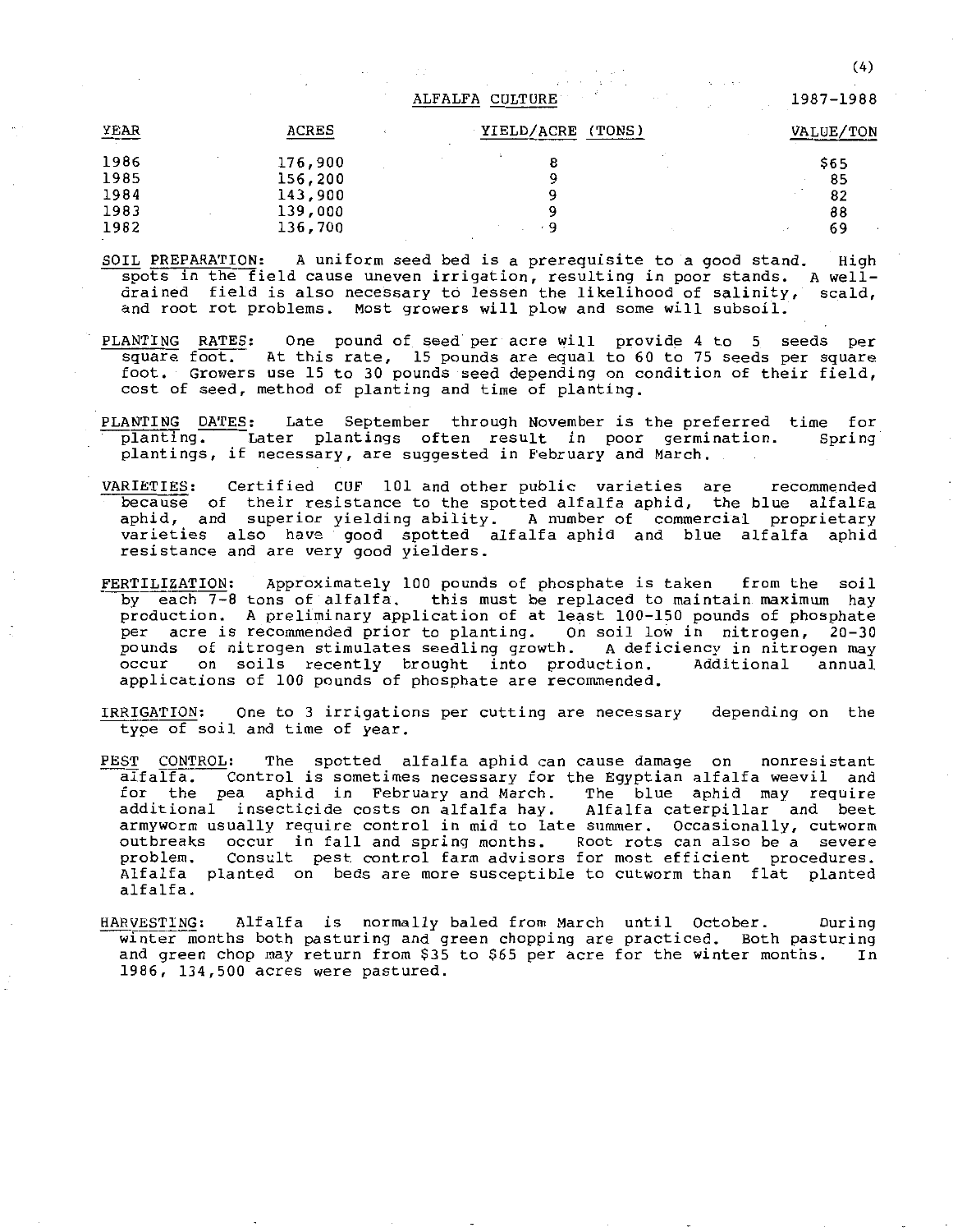# ALFALFA CULTURE 1987-1988

| YEAR | ACRES | YIELD/ACRE (TONS) | VALUE/TON |
|---|---|---|---|
| 1986 | 176,900 | 8 | $65 |
| 1985 | 156,200 | 9 | 85 |
| 1984 | 143,900 | 9 | 82 |
| 1983 | 139,000 | 9 | 88 |
| 1982 | 136,700 | 9 | 69 |

SOIL PREPARATION: A uniform seed bed is a prerequisite to a good stand. High spots in the field cause uneven irrigation, resulting in poor stands. A well-drained field is also necessary to lessen the likelihood of salinity, scald, and root rot problems. Most growers will plow and some will subsoil.

PLANTING RATES: One pound of seed per acre will provide 4 to 5 seeds per square foot. At this rate, 15 pounds are equal to 60 to 75 seeds per square foot. Growers use 15 to 30 pounds seed depending on condition of their field, cost of seed, method of planting and time of planting.

PLANTING DATES: Late September through November is the preferred time for planting. Later plantings often result in poor germination. Spring plantings, if necessary, are suggested in February and March.

VARIETIES: Certified CUF 101 and other public varieties are recommended because of their resistance to the spotted alfalfa aphid, the blue alfalfa aphid, and superior yielding ability. A number of commercial proprietary varieties also have good spotted alfalfa aphid and blue alfalfa aphid resistance and are very good yielders.

FERTILIZATION: Approximately 100 pounds of phosphate is taken from the soil by each 7-8 tons of alfalfa. this must be replaced to maintain maximum hay production. A preliminary application of at least 100-150 pounds of phosphate per acre is recommended prior to planting. On soil low in nitrogen, 20-30 pounds of nitrogen stimulates seedling growth. A deficiency in nitrogen may occur on soils recently brought into production. Additional annual applications of 100 pounds of phosphate are recommended.

IRRIGATION: One to 3 irrigations per cutting are necessary depending on the type of soil and time of year.

PEST CONTROL: The spotted alfalfa aphid can cause damage on nonresistant alfalfa. Control is sometimes necessary for the Egyptian alfalfa weevil and for the pea aphid in February and March. The blue aphid may require additional insecticide costs on alfalfa hay. Alfalfa caterpillar and beet armyworm usually require control in mid to late summer. Occasionally, cutworm outbreaks occur in fall and spring months. Root rots can also be a severe problem. Consult pest control farm advisors for most efficient procedures. Alfalfa planted on beds are more susceptible to cutworm than flat planted alfalfa.

HARVESTING: Alfalfa is normally baled from March until October. During winter months both pasturing and green chopping are practiced. Both pasturing and green chop may return from $35 to $65 per acre for the winter months. In 1986, 134,500 acres were pastured.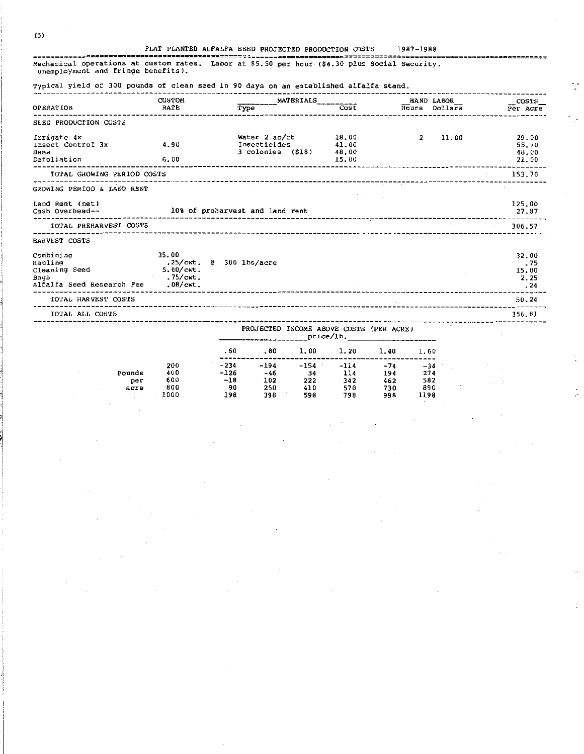## FLAT PLANTED ALFALFA SEED PROJECTED PRODUCTION COSTS 1987-1988

Mechanical operations at custom rates. Labor at $5.50 per hour ($4.30 plus Social Security, unemployment and fringe benefits).

Typical yield of 300 pounds of clean seed in 90 days on an established alfalfa stand.

| OPERATION | CUSTOM RATE | MATERIALS Type | MATERIALS Cost | HAND LABOR Hours | HAND LABOR Dollars | COSTS Per Acre |
|---|---|---|---|---|---|---|
| **SEED PRODUCTION COSTS** | | | | | | |
| Irrigate 4x | | Water 2 ac/ft | 18.00 | 2 | 11.00 | 29.00 |
| Insect Control 3x | 4.90 | Insecticides | 41.00 | | | 55.70 |
| Bees | | 3 colonies ($18) | 48.00 | | | 48.00 |
| Defoliation | 6.00 | | 15.00 | | | 21.00 |
| TOTAL GROWING PERIOD COSTS | | | | | | 153.70 |
| **GROWING PERIOD & LAND RENT** | | | | | | |
| Land Rent (net) | | | | | | 125.00 |
| Cash Overhead-- | 10% of preharvest and land rent | | | | | 27.87 |
| TOTAL PREHARVEST COSTS | | | | | | 306.57 |
| **HARVEST COSTS** | | | | | | |
| Combining | 35.00 | | | | | 32.00 |
| Hauling | .25/cwt. @ 300 lbs/acre | | | | | .75 |
| Cleaning Seed | 5.00/cwt. | | | | | 15.00 |
| Bags | .75/cwt. | | | | | 2.25 |
| Alfalfa Seed Research Fee | .08/cwt. | | | | | .24 |
| TOTAL HARVEST COSTS | | | | | | 50.24 |
| TOTAL ALL COSTS | | | | | | 356.81 |

**PROJECTED INCOME ABOVE COSTS (PER ACRE)**

| Pounds per acre | price/lb. .60 | .80 | 1.00 | 1.20 | 1.40 | 1.60 |
|---|---|---|---|---|---|---|
| 200 | -234 | -194 | -154 | -114 | -74 | -34 |
| 400 | -126 | -46 | 34 | 114 | 194 | 274 |
| 600 | -18 | 102 | 222 | 342 | 462 | 582 |
| 800 | 90 | 250 | 410 | 570 | 730 | 890 |
| 1000 | 198 | 398 | 598 | 798 | 998 | 1198 |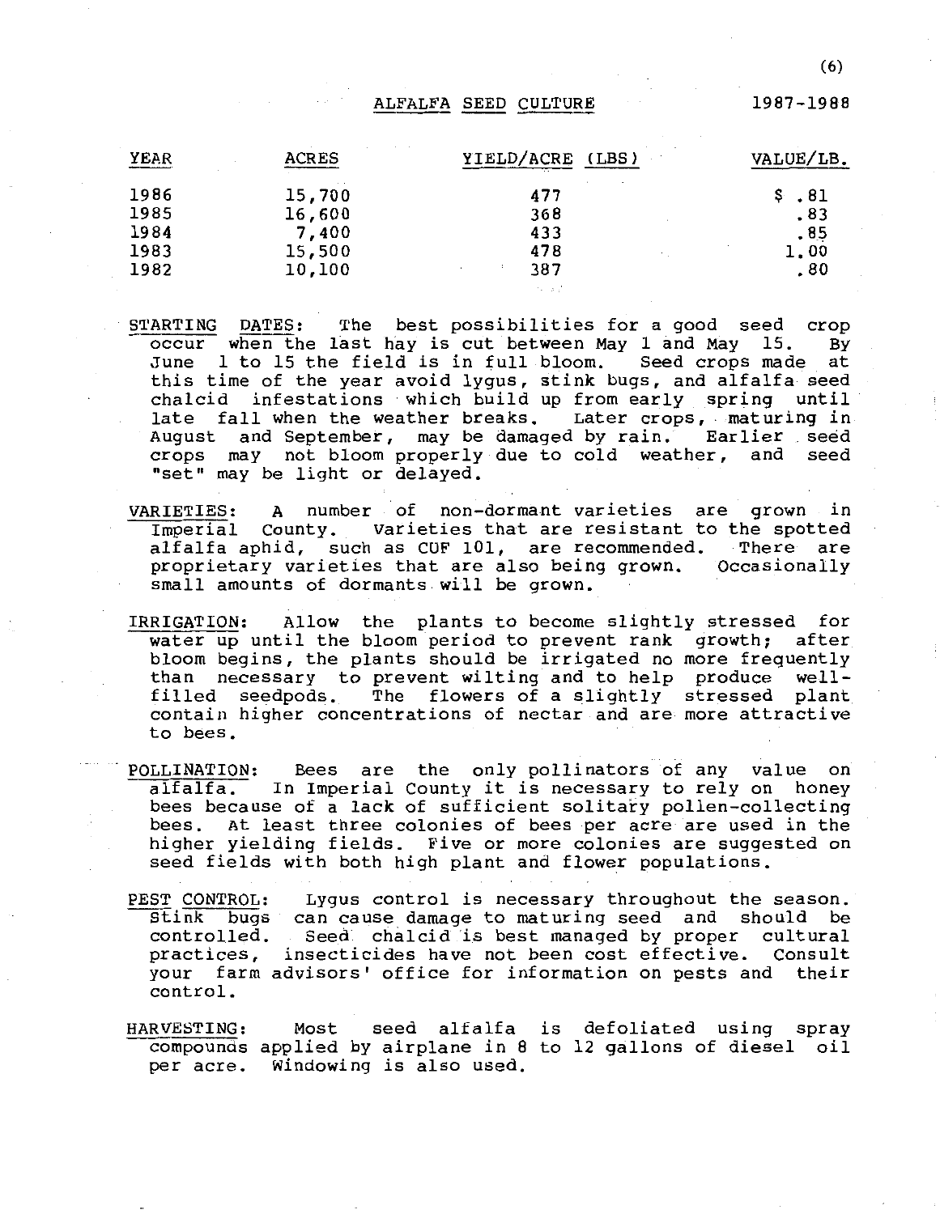## ALFALFA SEED CULTURE 1987-1988

| YEAR | ACRES | YIELD/ACRE (LBS) | VALUE/LB. |
|---|---|---|---|
| 1986 | 15,700 | 477 | $ .81 |
| 1985 | 16,600 | 368 | .83 |
| 1984 | 7,400 | 433 | .85 |
| 1983 | 15,500 | 478 | 1.00 |
| 1982 | 10,100 | 387 | .80 |

STARTING DATES: The best possibilities for a good seed crop occur when the last hay is cut between May 1 and May 15. By June 1 to 15 the field is in full bloom. Seed crops made at this time of the year avoid lygus, stink bugs, and alfalfa seed chalcid infestations which build up from early spring until late fall when the weather breaks. Later crops, maturing in August and September, may be damaged by rain. Earlier seed crops may not bloom properly due to cold weather, and seed "set" may be light or delayed.

VARIETIES: A number of non-dormant varieties are grown in Imperial County. Varieties that are resistant to the spotted alfalfa aphid, such as CUF 101, are recommended. There are proprietary varieties that are also being grown. Occasionally small amounts of dormants will be grown.

IRRIGATION: Allow the plants to become slightly stressed for water up until the bloom period to prevent rank growth; after bloom begins, the plants should be irrigated no more frequently than necessary to prevent wilting and to help produce well-filled seedpods. The flowers of a slightly stressed plant contain higher concentrations of nectar and are more attractive to bees.

POLLINATION: Bees are the only pollinators of any value on alfalfa. In Imperial County it is necessary to rely on honey bees because of a lack of sufficient solitary pollen-collecting bees. At least three colonies of bees per acre are used in the higher yielding fields. Five or more colonies are suggested on seed fields with both high plant and flower populations.

PEST CONTROL: Lygus control is necessary throughout the season. Stink bugs can cause damage to maturing seed and should be controlled. Seed chalcid is best managed by proper cultural practices, insecticides have not been cost effective. Consult your farm advisors' office for information on pests and their control.

HARVESTING: Most seed alfalfa is defoliated using spray compounds applied by airplane in 8 to 12 gallons of diesel oil per acre. Windowing is also used.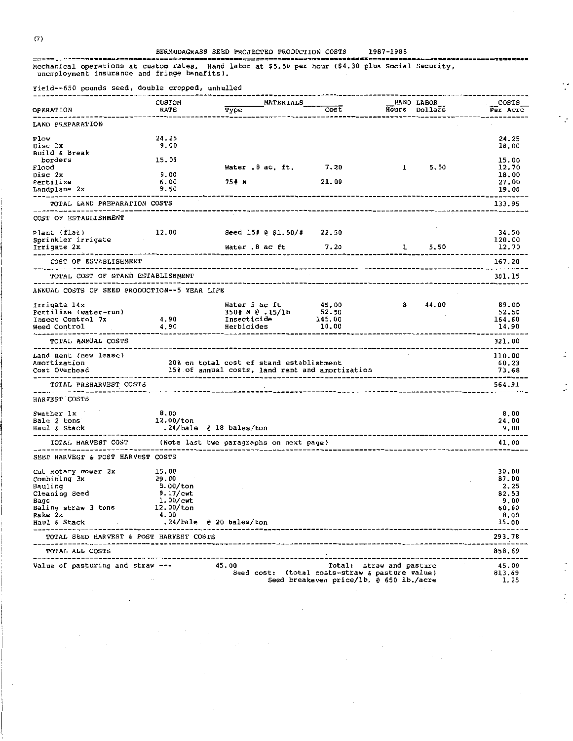(7)

# BERMUDAGRASS SEED PROJECTED PRODUCTION COSTS 1987-1988

Mechanical operations at custom rates. Hand labor at $5.50 per hour ($4.30 plus Social Security, unemployment insurance and fringe benefits).

Yield--650 pounds seed, double cropped, unhulled

| OPERATION | CUSTOM RATE | MATERIALS Type | Cost | HAND LABOR Hours | Dollars | COSTS Per Acre |
|---|---|---|---|---|---|---|
| **LAND PREPARATION** | | | | | | |
| Plow | 24.25 | | | | | 24.25 |
| Disc 2x | 9.00 | | | | | 18.00 |
| Build & Break borders | 15.00 | | | | | 15.00 |
| Flood | | Water .8 ac. ft. | 7.20 | 1 | 5.50 | 12.70 |
| Disc 2x | 9.00 | | | | | 18.00 |
| Fertilize | 6.00 | 75# N | 21.00 | | | 27.00 |
| Landplane 2x | 9.50 | | | | | 19.00 |
| TOTAL LAND PREPARATION COSTS | | | | | | 133.95 |
| **COST OF ESTABLISHMENT** | | | | | | |
| Plant (flat) | 12.00 | Seed 15# @ $1.50/# | 22.50 | | | 34.50 |
| Sprinkler irrigate | | | | | | 120.00 |
| Irrigate 2x | | Water .8 ac ft | 7.20 | 1 | 5.50 | 12.70 |
| COST OF ESTABLISHMENT | | | | | | 167.20 |
| TOTAL COST OF STAND ESTABLISHMENT | | | | | | 301.15 |
| **ANNUAL COSTS OF SEED PRODUCTION--5 YEAR LIFE** | | | | | | |
| Irrigate 14x | | Water 5 ac ft | 45.00 | 8 | 44.00 | 89.00 |
| Fertilize (water-run) | | 350# N @ .15/lb | 52.50 | | | 52.50 |
| Insect Control 7x | 4.90 | Insecticide | 145.00 | | | 164.60 |
| Weed Control | 4.90 | Herbicides | 10.00 | | | 14.90 |
| TOTAL ANNUAL COSTS | | | | | | 321.00 |
| Land Rent (new lease) | | | | | | 110.00 |
| Amortization | | 20% on total cost of stand establishment | | | | 60.23 |
| Cost Overhead | | 15% of annual costs, land rent and amortization | | | | 73.68 |
| TOTAL PREHARVEST COSTS | | | | | | 564.91 |
| **HARVEST COSTS** | | | | | | |
| Swather 1x | 8.00 | | | | | 8.00 |
| Bale 2 tons | 12.00/ton | | | | | 24.00 |
| Haul & Stack | .24/bale @ 18 bales/ton | | | | | 9.00 |
| TOTAL HARVEST COST | (Note last two paragraphs on next page) | | | | | 41.00 |
| **SEED HARVEST & POST HARVEST COSTS** | | | | | | |
| Cut Rotary mower 2x | 15.00 | | | | | 30.00 |
| Combining 3x | 29.00 | | | | | 87.00 |
| Hauling | 5.00/ton | | | | | 2.25 |
| Cleaning Seed | 9.17/cwt | | | | | 82.53 |
| Bags | 1.00/cwt | | | | | 9.00 |
| Baling straw 3 tons | 12.00/ton | | | | | 60.00 |
| Rake 2x | 4.00 | | | | | 8.00 |
| Haul & Stack | .24/bale @ 20 bales/ton | | | | | 15.00 |
| TOTAL SEED HARVEST & POST HARVEST COSTS | | | | | | 293.78 |
| TOTAL ALL COSTS | | | | | | 858.69 |
| Value of pasturing and straw --- | | 45.00 | | Total: straw and pasture | | 45.00 |
| | | | | Seed cost: (total costs-straw & pasture value) | | 813.69 |
| | | | | Seed breakeven price/lb. @ 650 lb./acre | | 1.25 |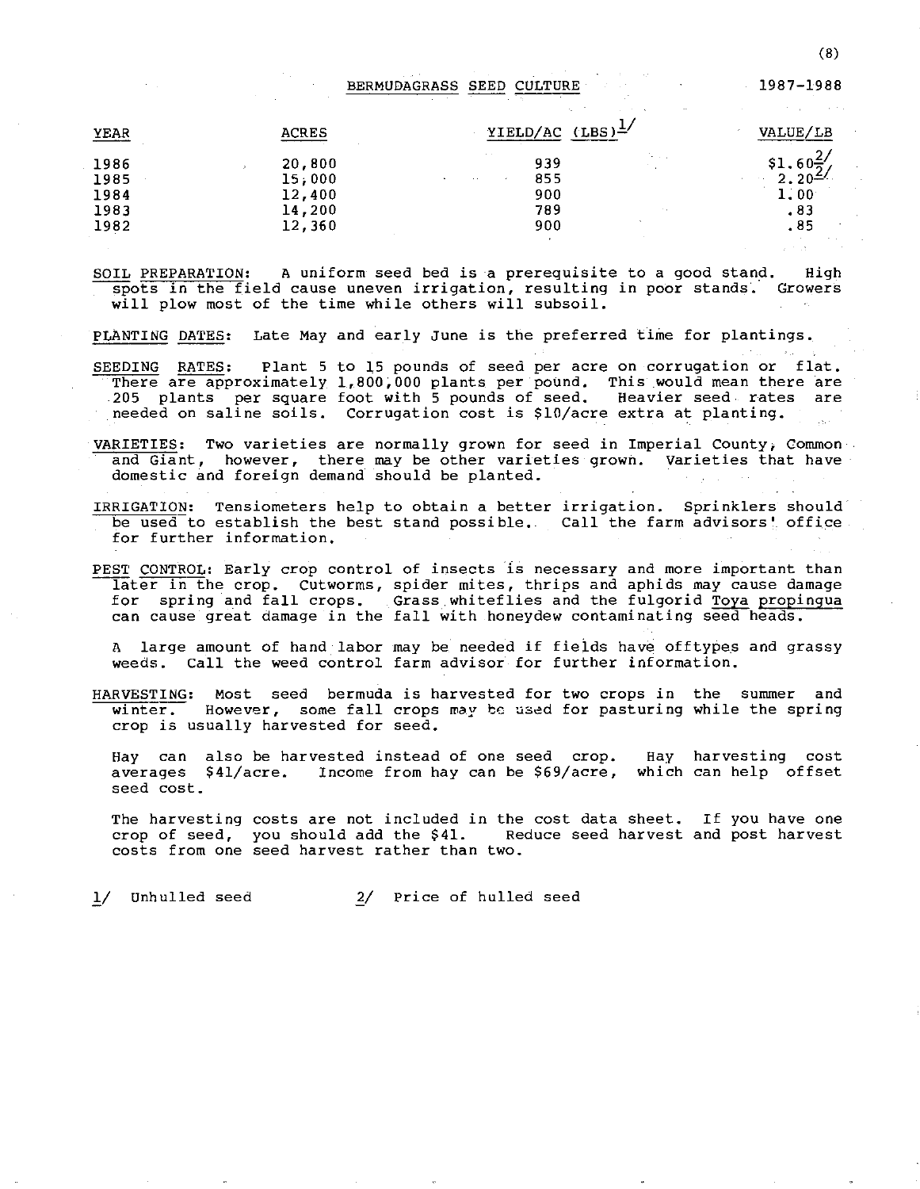## BERMUDAGRASS SEED CULTURE

1987-1988

| YEAR | ACRES | YIELD/AC (LBS)[1/] | VALUE/LB |
|---|---|---|---|
| 1986 | 20,800 | 939 | $1.60[2/] |
| 1985 | 15,000 | 855 | 2.20[2/] |
| 1984 | 12,400 | 900 | 1.00 |
| 1983 | 14,200 | 789 | .83 |
| 1982 | 12,360 | 900 | .85 |

SOIL PREPARATION: A uniform seed bed is a prerequisite to a good stand. High spots in the field cause uneven irrigation, resulting in poor stands. Growers will plow most of the time while others will subsoil.

PLANTING DATES: Late May and early June is the preferred time for plantings.

SEEDING RATES: Plant 5 to 15 pounds of seed per acre on corrugation or flat. There are approximately 1,800,000 plants per pound. This would mean there are 205 plants per square foot with 5 pounds of seed. Heavier seed rates are needed on saline soils. Corrugation cost is $10/acre extra at planting.

VARIETIES: Two varieties are normally grown for seed in Imperial County, Common and Giant, however, there may be other varieties grown. Varieties that have domestic and foreign demand should be planted.

IRRIGATION: Tensiometers help to obtain a better irrigation. Sprinklers should be used to establish the best stand possible. Call the farm advisors' office for further information.

PEST CONTROL: Early crop control of insects is necessary and more important than later in the crop. Cutworms, spider mites, thrips and aphids may cause damage for spring and fall crops. Grass whiteflies and the fulgorid *Toya propingua* can cause great damage in the fall with honeydew contaminating seed heads.

A large amount of hand labor may be needed if fields have offtypes and grassy weeds. Call the weed control farm advisor for further information.

HARVESTING: Most seed bermuda is harvested for two crops in the summer and winter. However, some fall crops may be used for pasturing while the spring crop is usually harvested for seed.

Hay can also be harvested instead of one seed crop. Hay harvesting cost averages $41/acre. Income from hay can be $69/acre, which can help offset seed cost.

The harvesting costs are not included in the cost data sheet. If you have one crop of seed, you should add the $41. Reduce seed harvest and post harvest costs from one seed harvest rather than two.

1/ Unhulled seed 2/ Price of hulled seed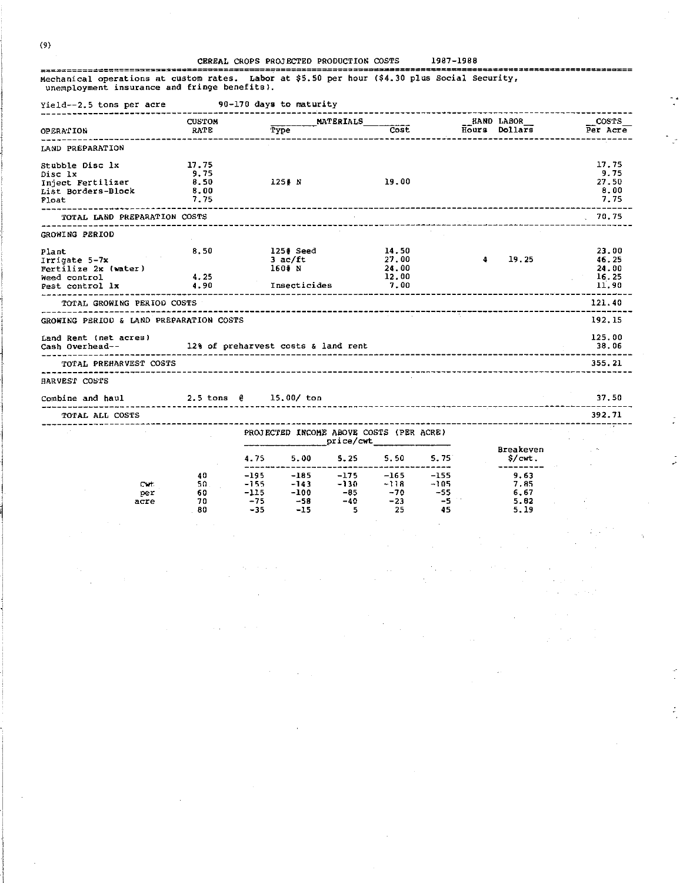## CEREAL CROPS PROJECTED PRODUCTION COSTS 1987-1988

Mechanical operations at custom rates. Labor at $5.50 per hour ($4.30 plus Social Security, unemployment insurance and fringe benefits).

Yield--2.5 tons per acre 90-170 days to maturity

| OPERATION | CUSTOM RATE | MATERIALS Type | MATERIALS Cost | HAND LABOR Hours | HAND LABOR Dollars | COSTS Per Acre |
|---|---|---|---|---|---|---|
| **LAND PREPARATION** | | | | | | |
| Stubble Disc 1x | 17.75 | | | | | 17.75 |
| Disc 1x | 9.75 | | | | | 9.75 |
| Inject Fertilizer | 8.50 | 125# N | 19.00 | | | 27.50 |
| List Borders-Block | 8.00 | | | | | 8.00 |
| Float | 7.75 | | | | | 7.75 |
| TOTAL LAND PREPARATION COSTS | | | | | | 70.75 |
| **GROWING PERIOD** | | | | | | |
| Plant | 8.50 | 125# Seed | 14.50 | | | 23.00 |
| Irrigate 5-7x | | 3 ac/ft | 27.00 | 4 | 19.25 | 46.25 |
| Fertilize 2x (water) | | 160# N | 24.00 | | | 24.00 |
| Weed control | 4.25 | | 12.00 | | | 16.25 |
| Pest control 1x | 4.90 | Insecticides | 7.00 | | | 11.90 |
| TOTAL GROWING PERIOD COSTS | | | | | | 121.40 |
| GROWING PERIOD & LAND PREPARATION COSTS | | | | | | 192.15 |
| Land Rent (net acres) | | | | | | 125.00 |
| Cash Overhead-- | 12% of preharvest costs & land rent | | | | | 38.06 |
| TOTAL PREHARVEST COSTS | | | | | | 355.21 |
| **HARVEST COSTS** | | | | | | |
| Combine and haul | 2.5 tons @ | 15.00/ ton | | | | 37.50 |
| TOTAL ALL COSTS | | | | | | 392.71 |

PROJECTED INCOME ABOVE COSTS (PER ACRE)

| Cwt per acre | 4.75 | 5.00 | 5.25 | 5.50 | 5.75 | Breakeven $/cwt. |
|---|---|---|---|---|---|---|
| | price/cwt | | | | | |
| 40 | -195 | -185 | -175 | -165 | -155 | 9.63 |
| 50 | -155 | -143 | -130 | -118 | -105 | 7.85 |
| 60 | -115 | -100 | -85 | -70 | -55 | 6.67 |
| 70 | -75 | -58 | -40 | -23 | -5 | 5.82 |
| 80 | -35 | -15 | 5 | 25 | 45 | 5.19 |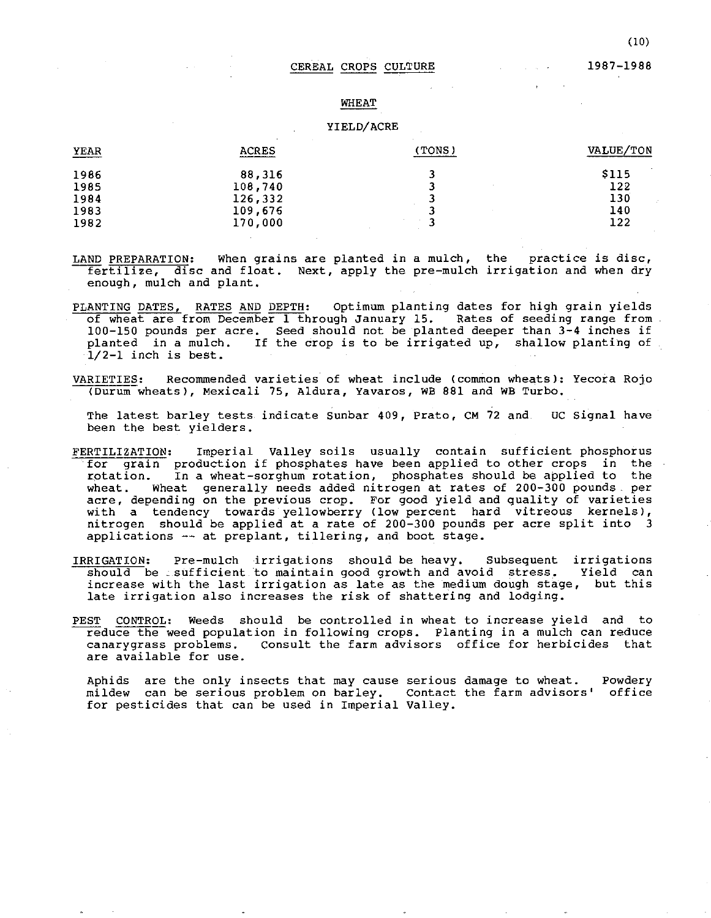## CEREAL CROPS CULTURE

1987-1988

### WHEAT

| YEAR | ACRES | YIELD/ACRE (TONS) | VALUE/TON |
|---|---|---|---|
| 1986 | 88,316 | 3 | $115 |
| 1985 | 108,740 | 3 | 122 |
| 1984 | 126,332 | 3 | 130 |
| 1983 | 109,676 | 3 | 140 |
| 1982 | 170,000 | 3 | 122 |

LAND PREPARATION: When grains are planted in a mulch, the practice is disc, fertilize, disc and float. Next, apply the pre-mulch irrigation and when dry enough, mulch and plant.

PLANTING DATES, RATES AND DEPTH: Optimum planting dates for high grain yields of wheat are from December 1 through January 15. Rates of seeding range from 100-150 pounds per acre. Seed should not be planted deeper than 3-4 inches if planted in a mulch. If the crop is to be irrigated up, shallow planting of 1/2-1 inch is best.

VARIETIES: Recommended varieties of wheat include (common wheats): Yecora Rojo (Durum wheats), Mexicali 75, Aldura, Yavaros, WB 881 and WB Turbo.

The latest barley tests indicate Sunbar 409, Prato, CM 72 and UC Signal have been the best yielders.

FERTILIZATION: Imperial Valley soils usually contain sufficient phosphorus for grain production if phosphates have been applied to other crops in the rotation. In a wheat-sorghum rotation, phosphates should be applied to the wheat. Wheat generally needs added nitrogen at rates of 200-300 pounds per acre, depending on the previous crop. For good yield and quality of varieties with a tendency towards yellowberry (low percent hard vitreous kernels), nitrogen should be applied at a rate of 200-300 pounds per acre split into 3 applications -- at preplant, tillering, and boot stage.

IRRIGATION: Pre-mulch irrigations should be heavy. Subsequent irrigations should be sufficient to maintain good growth and avoid stress. Yield can increase with the last irrigation as late as the medium dough stage, but this late irrigation also increases the risk of shattering and lodging.

PEST CONTROL: Weeds should be controlled in wheat to increase yield and to reduce the weed population in following crops. Planting in a mulch can reduce canarygrass problems. Consult the farm advisors office for herbicides that are available for use.

Aphids are the only insects that may cause serious damage to wheat. Powdery mildew can be serious problem on barley. Contact the farm advisors' office for pesticides that can be used in Imperial Valley.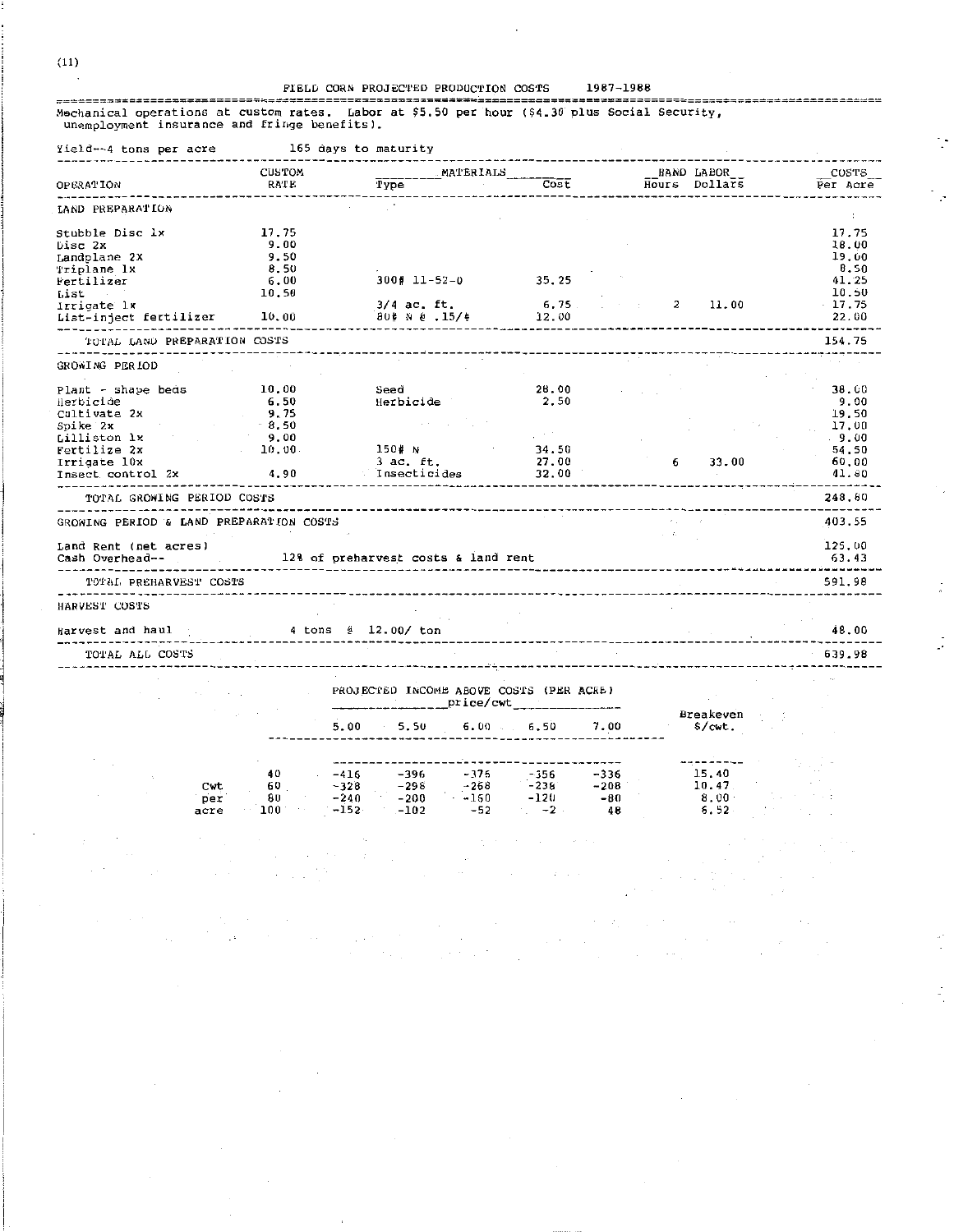## FIELD CORN PROJECTED PRODUCTION COSTS 1987-1988

Mechanical operations at custom rates. Labor at $5.50 per hour ($4.30 plus Social Security, unemployment insurance and fringe benefits).

Yield--4 tons per acre    165 days to maturity

| OPERATION | CUSTOM RATE | MATERIALS Type | MATERIALS Cost | HAND LABOR Hours | HAND LABOR Dollars | COSTS Per Acre |
|---|---|---|---|---|---|---|
| **LAND PREPARATION** | | | | | | |
| Stubble Disc 1x | 17.75 | | | | | 17.75 |
| Disc 2x | 9.00 | | | | | 18.00 |
| Landplane 2X | 9.50 | | | | | 19.00 |
| Triplane 1x | 8.50 | | | | | 8.50 |
| Fertilizer | 6.00 | 300# 11-52-0 | 35.25 | | | 41.25 |
| List | 10.50 | | | | | 10.50 |
| Irrigate 1x | | 3/4 ac. ft. | 6.75 | 2 | 11.00 | 17.75 |
| List-inject fertilizer | 10.00 | 80# N @ .15/# | 12.00 | | | 22.00 |
| TOTAL LAND PREPARATION COSTS | | | | | | 154.75 |
| **GROWING PERIOD** | | | | | | |
| Plant - shape beds | 10.00 | Seed | 28.00 | | | 38.00 |
| Herbicide | 6.50 | Herbicide | 2.50 | | | 9.00 |
| Cultivate 2x | 9.75 | | | | | 19.50 |
| Spike 2x | 8.50 | | | | | 17.00 |
| Lilliston 1x | 9.00 | | | | | 9.00 |
| Fertilize 2x | 10.00 | 150# N | 34.50 | | | 54.50 |
| Irrigate 10x | | 3 ac. ft. | 27.00 | 6 | 33.00 | 60.00 |
| Insect control 2x | 4.90 | Insecticides | 32.00 | | | 41.80 |
| TOTAL GROWING PERIOD COSTS | | | | | | 248.80 |
| GROWING PERIOD & LAND PREPARATION COSTS | | | | | | 403.55 |
| Land Rent (net acres) | | | | | | 125.00 |
| Cash Overhead-- | | 12% of preharvest costs & land rent | | | | 63.43 |
| TOTAL PREHARVEST COSTS | | | | | | 591.98 |
| **HARVEST COSTS** | | | | | | |
| Harvest and haul | | 4 tons @ 12.00/ ton | | | | 48.00 |
| TOTAL ALL COSTS | | | | | | 639.98 |

### PROJECTED INCOME ABOVE COSTS (PER ACRE)

| Cwt per acre | 5.00 | 5.50 | 6.00 | 6.50 | 7.00 | Breakeven $/cwt. |
|---|---|---|---|---|---|---|
| | price/cwt | | | | | |
| 40 | -416 | -396 | -375 | -356 | -336 | 15.40 |
| 60 | -328 | -298 | -268 | -238 | -208 | 10.47 |
| 80 | -240 | -200 | -160 | -120 | -80 | 8.00 |
| 100 | -152 | -102 | -52 | -2 | 48 | 6.52 |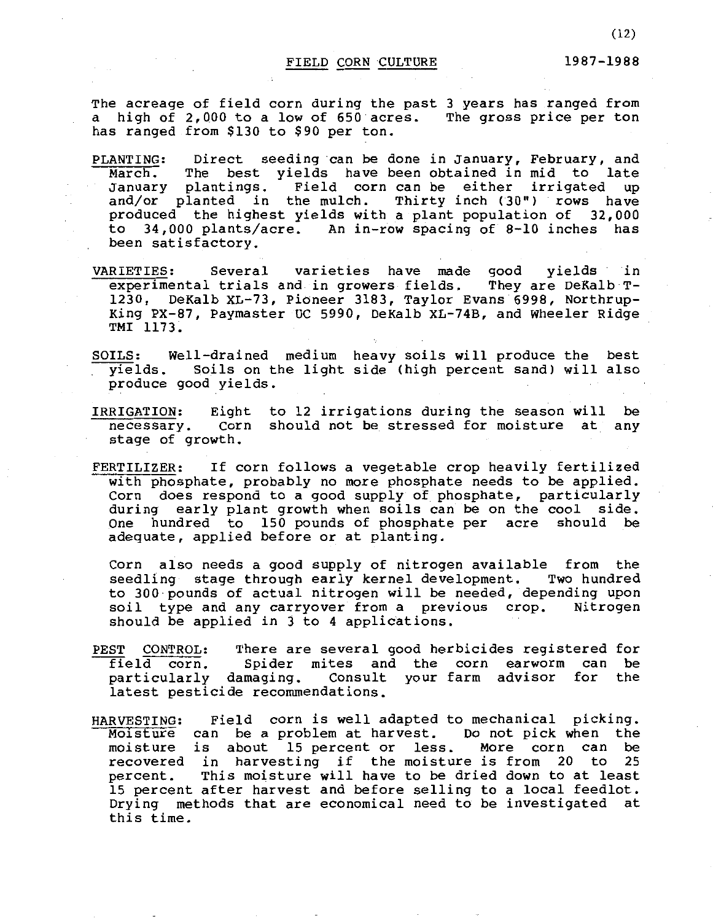## FIELD CORN CULTURE 1987-1988

The acreage of field corn during the past 3 years has ranged from a high of 2,000 to a low of 650 acres. The gross price per ton has ranged from $130 to $90 per ton.

PLANTING: Direct seeding can be done in January, February, and March. The best yields have been obtained in mid to late January plantings. Field corn can be either irrigated up and/or planted in the mulch. Thirty inch (30") rows have produced the highest yields with a plant population of 32,000 to 34,000 plants/acre. An in-row spacing of 8-10 inches has been satisfactory.

VARIETIES: Several varieties have made good yields in experimental trials and in growers fields. They are DeKalb T-1230, DeKalb XL-73, Pioneer 3183, Taylor Evans 6998, Northrup-King PX-87, Paymaster UC 5990, DeKalb XL-74B, and Wheeler Ridge TMI 1173.

SOILS: Well-drained medium heavy soils will produce the best yields. Soils on the light side (high percent sand) will also produce good yields.

IRRIGATION: Eight to 12 irrigations during the season will be necessary. Corn should not be stressed for moisture at any stage of growth.

FERTILIZER: If corn follows a vegetable crop heavily fertilized with phosphate, probably no more phosphate needs to be applied. Corn does respond to a good supply of phosphate, particularly during early plant growth when soils can be on the cool side. One hundred to 150 pounds of phosphate per acre should be adequate, applied before or at planting.

Corn also needs a good supply of nitrogen available from the seedling stage through early kernel development. Two hundred to 300 pounds of actual nitrogen will be needed, depending upon soil type and any carryover from a previous crop. Nitrogen should be applied in 3 to 4 applications.

PEST CONTROL: There are several good herbicides registered for field corn. Spider mites and the corn earworm can be particularly damaging. Consult your farm advisor for the latest pesticide recommendations.

HARVESTING: Field corn is well adapted to mechanical picking. Moisture can be a problem at harvest. Do not pick when the moisture is about 15 percent or less. More corn can be recovered in harvesting if the moisture is from 20 to 25 percent. This moisture will have to be dried down to at least 15 percent after harvest and before selling to a local feedlot. Drying methods that are economical need to be investigated at this time.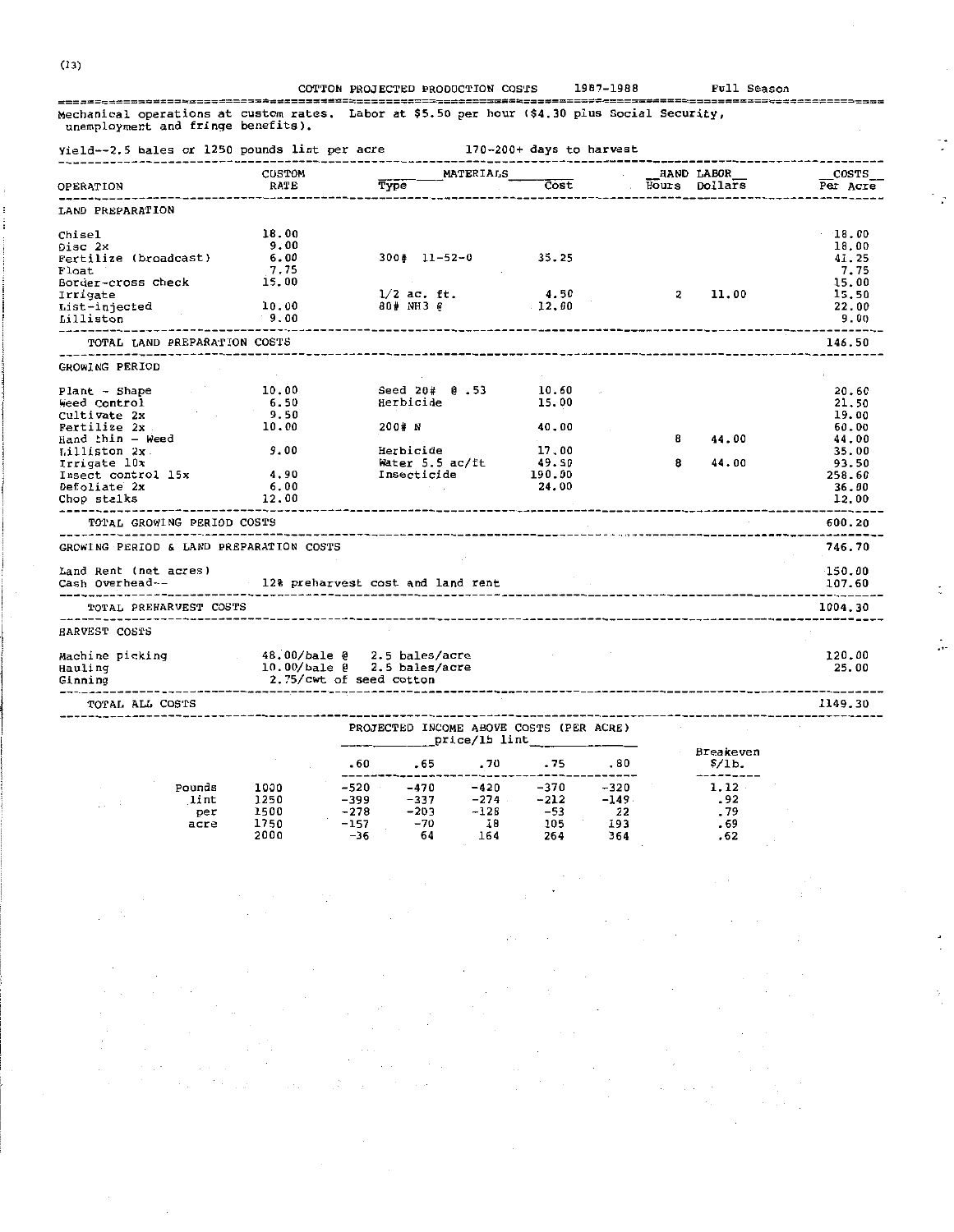COTTON PROJECTED PRODUCTION COSTS 1987-1988 Full Season

Mechanical operations at custom rates. Labor at $5.50 per hour ($4.30 plus Social Security, unemployment and fringe benefits).

Yield--2.5 bales or 1250 pounds lint per acre 170-200+ days to harvest

| OPERATION | CUSTOM RATE | MATERIALS Type | MATERIALS Cost | HAND LABOR Hours | HAND LABOR Dollars | COSTS Per Acre |
|---|---|---|---|---|---|---|
| **LAND PREPARATION** | | | | | | |
| Chisel | 18.00 | | | | | 18.00 |
| Disc 2x | 9.00 | | | | | 18.00 |
| Fertilize (broadcast) | 6.00 | 300# 11-52-0 | 35.25 | | | 41.25 |
| Float | 7.75 | | | | | 7.75 |
| Border-cross check | 15.00 | | | | | 15.00 |
| Irrigate | | 1/2 ac. ft. | 4.50 | 2 | 11.00 | 15.50 |
| List-injected | 10.00 | 80# NH3 @ | 12.00 | | | 22.00 |
| Lilliston | 9.00 | | | | | 9.00 |
| TOTAL LAND PREPARATION COSTS | | | | | | 146.50 |
| **GROWING PERIOD** | | | | | | |
| Plant - Shape | 10.00 | Seed 20# @ .53 | 10.60 | | | 20.60 |
| Weed Control | 6.50 | Herbicide | 15.00 | | | 21.50 |
| Cultivate 2x | 9.50 | | | | | 19.00 |
| Fertilize 2x | 10.00 | 200# N | 40.00 | | | 60.00 |
| Hand thin - Weed | | | | 8 | 44.00 | 44.00 |
| Lilliston 2x | 9.00 | Herbicide | 17.00 | | | 35.00 |
| Irrigate 10x | | Water 5.5 ac/ft | 49.50 | 8 | 44.00 | 93.50 |
| Insect control 15x | 4.90 | Insecticide | 190.00 | | | 258.60 |
| Defoliate 2x | 6.00 | | 24.00 | | | 36.00 |
| Chop stalks | 12.00 | | | | | 12.00 |
| TOTAL GROWING PERIOD COSTS | | | | | | 600.20 |
| GROWING PERIOD & LAND PREPARATION COSTS | | | | | | 746.70 |
| Land Rent (net acres) | | | | | | 150.00 |
| Cash Overhead-- | 12% preharvest cost and land rent | | | | | 107.60 |
| TOTAL PREHARVEST COSTS | | | | | | 1004.30 |
| **HARVEST COSTS** | | | | | | |
| Machine picking | 48.00/bale @ 2.5 bales/acre | | | | | 120.00 |
| Hauling | 10.00/bale @ 2.5 bales/acre | | | | | 25.00 |
| Ginning | 2.75/cwt of seed cotton | | | | | |
| TOTAL ALL COSTS | | | | | | 1149.30 |

PROJECTED INCOME ABOVE COSTS (PER ACRE)

| | | price/lb lint | | | | | |
|---|---|---|---|---|---|---|---|
| | | .60 | .65 | .70 | .75 | .80 | Breakeven $/lb. |
| Pounds lint per acre | 1000 | -520 | -470 | -420 | -370 | -320 | 1.12 |
| | 1250 | -399 | -337 | -274 | -212 | -149 | .92 |
| | 1500 | -278 | -203 | -128 | -53 | 22 | .79 |
| | 1750 | -157 | -70 | 18 | 105 | 193 | .69 |
| | 2000 | -36 | 64 | 164 | 264 | 364 | .62 |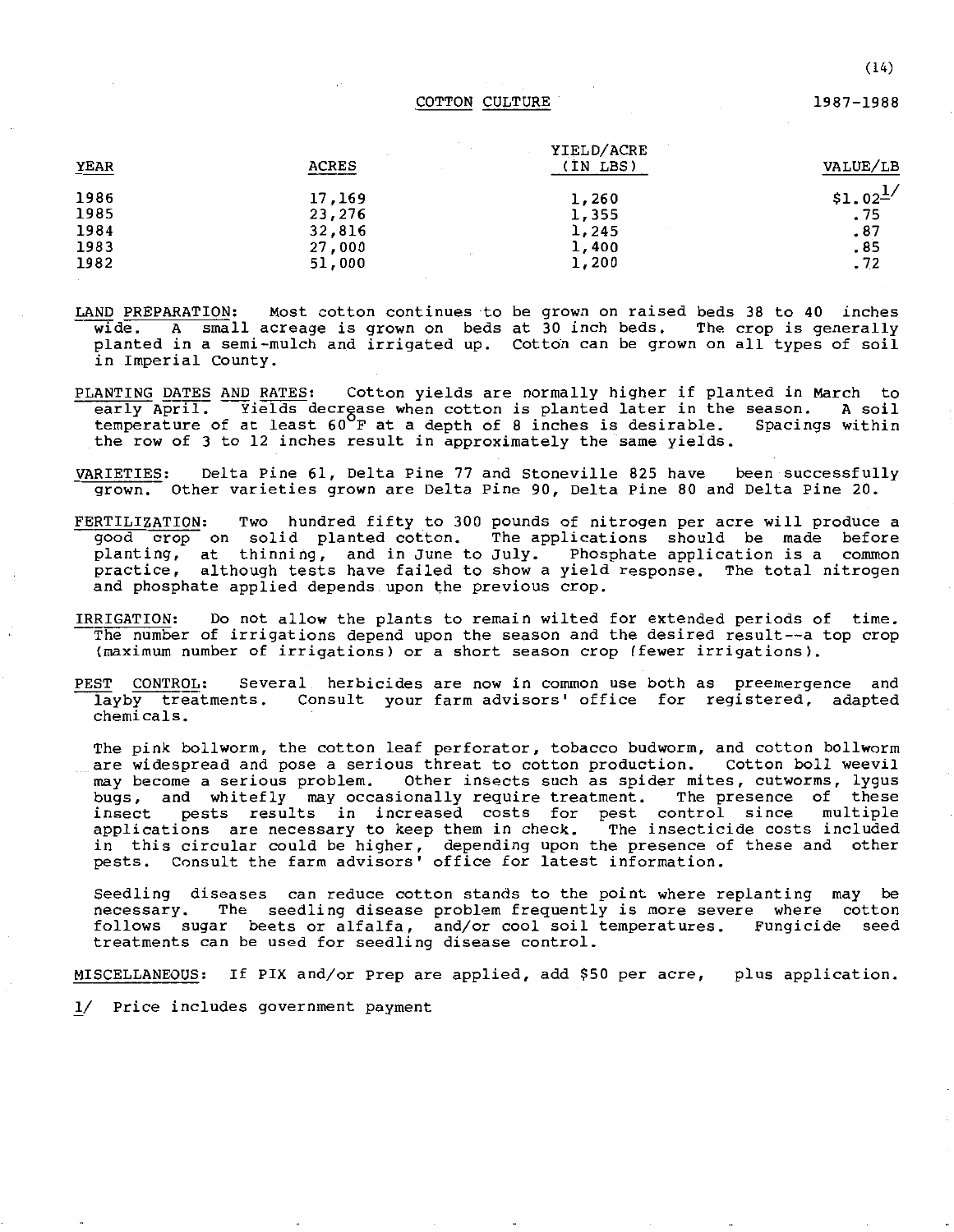# COTTON CULTURE

1987-1988

| YEAR | ACRES | YIELD/ACRE (IN LBS) | VALUE/LB |
|---|---|---|---|
| 1986 | 17,169 | 1,260 | $1.02[1/] |
| 1985 | 23,276 | 1,355 | .75 |
| 1984 | 32,816 | 1,245 | .87 |
| 1983 | 27,000 | 1,400 | .85 |
| 1982 | 51,000 | 1,200 | .72 |

LAND PREPARATION: Most cotton continues to be grown on raised beds 38 to 40 inches wide. A small acreage is grown on beds at 30 inch beds. The crop is generally planted in a semi-mulch and irrigated up. Cotton can be grown on all types of soil in Imperial County.

PLANTING DATES AND RATES: Cotton yields are normally higher if planted in March to early April. Yields decrease when cotton is planted later in the season. A soil temperature of at least 60°F at a depth of 8 inches is desirable. Spacings within the row of 3 to 12 inches result in approximately the same yields.

VARIETIES: Delta Pine 61, Delta Pine 77 and Stoneville 825 have been successfully grown. Other varieties grown are Delta Pine 90, Delta Pine 80 and Delta Pine 20.

FERTILIZATION: Two hundred fifty to 300 pounds of nitrogen per acre will produce a good crop on solid planted cotton. The applications should be made before planting, at thinning, and in June to July. Phosphate application is a common practice, although tests have failed to show a yield response. The total nitrogen and phosphate applied depends upon the previous crop.

IRRIGATION: Do not allow the plants to remain wilted for extended periods of time. The number of irrigations depend upon the season and the desired result--a top crop (maximum number of irrigations) or a short season crop (fewer irrigations).

PEST CONTROL: Several herbicides are now in common use both as preemergence and layby treatments. Consult your farm advisors' office for registered, adapted chemicals.

The pink bollworm, the cotton leaf perforator, tobacco budworm, and cotton bollworm are widespread and pose a serious threat to cotton production. Cotton boll weevil may become a serious problem. Other insects such as spider mites, cutworms, lygus bugs, and whitefly may occasionally require treatment. The presence of these insect pests results in increased costs for pest control since multiple applications are necessary to keep them in check. The insecticide costs included in this circular could be higher, depending upon the presence of these and other pests. Consult the farm advisors' office for latest information.

Seedling diseases can reduce cotton stands to the point where replanting may be necessary. The seedling disease problem frequently is more severe where cotton follows sugar beets or alfalfa, and/or cool soil temperatures. Fungicide seed treatments can be used for seedling disease control.

MISCELLANEOUS: If PIX and/or Prep are applied, add $50 per acre, plus application.

1/ Price includes government payment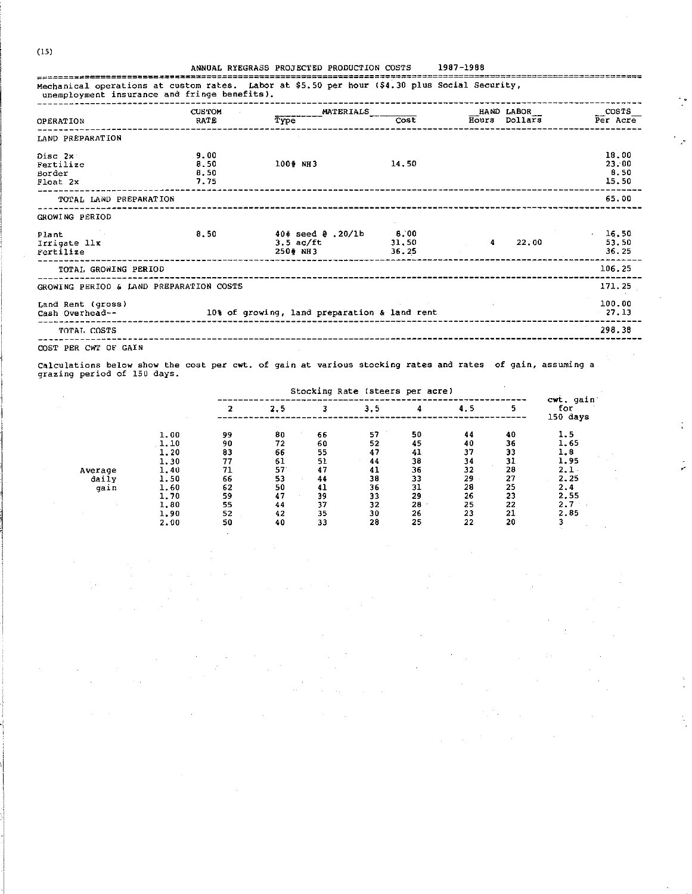## ANNUAL RYEGRASS PROJECTED PRODUCTION COSTS 1987-1988

Mechanical operations at custom rates. Labor at $5.50 per hour ($4.30 plus Social Security, unemployment insurance and fringe benefits).

| OPERATION | CUSTOM RATE | MATERIALS Type | MATERIALS Cost | HAND LABOR Hours | HAND LABOR Dollars | COSTS Per Acre |
|---|---|---|---|---|---|---|
| **LAND PREPARATION** | | | | | | |
| Disc 2x | 9.00 | | | | | 18.00 |
| Fertilize | 8.50 | 100# NH3 | 14.50 | | | 23.00 |
| Border | 8.50 | | | | | 8.50 |
| Float 2x | 7.75 | | | | | 15.50 |
| TOTAL LAND PREPARATION | | | | | | 65.00 |
| **GROWING PERIOD** | | | | | | |
| Plant | 8.50 | 40# seed @ .20/lb | 8.00 | | | 16.50 |
| Irrigate 11x | | 3.5 ac/ft | 31.50 | 4 | 22.00 | 53.50 |
| Fertilize | | 250# NH3 | 36.25 | | | 36.25 |
| TOTAL GROWING PERIOD | | | | | | 106.25 |
| GROWING PERIOD & LAND PREPARATION COSTS | | | | | | 171.25 |
| Land Rent (gross) | | | | | | 100.00 |
| Cash Overhead-- | | 10% of growing, land preparation & land rent | | | | 27.13 |
| TOTAL COSTS | | | | | | 298.38 |

### COST PER CWT OF GAIN

Calculations below show the cost per cwt. of gain at various stocking rates and rates of gain, assuming a grazing period of 150 days.

| Average daily gain | Stocking Rate (steers per acre) 2 | 2.5 | 3 | 3.5 | 4 | 4.5 | 5 | cwt. gain for 150 days |
|---|---|---|---|---|---|---|---|---|
| 1.00 | 99 | 80 | 66 | 57 | 50 | 44 | 40 | 1.5 |
| 1.10 | 90 | 72 | 60 | 52 | 45 | 40 | 36 | 1.65 |
| 1.20 | 83 | 66 | 55 | 47 | 41 | 37 | 33 | 1.8 |
| 1.30 | 77 | 61 | 51 | 44 | 38 | 34 | 31 | 1.95 |
| 1.40 | 71 | 57 | 47 | 41 | 36 | 32 | 28 | 2.1 |
| 1.50 | 66 | 53 | 44 | 38 | 33 | 29 | 27 | 2.25 |
| 1.60 | 62 | 50 | 41 | 36 | 31 | 28 | 25 | 2.4 |
| 1.70 | 59 | 47 | 39 | 33 | 29 | 26 | 23 | 2.55 |
| 1.80 | 55 | 44 | 37 | 32 | 28 | 25 | 22 | 2.7 |
| 1.90 | 52 | 42 | 35 | 30 | 26 | 23 | 21 | 2.85 |
| 2.00 | 50 | 40 | 33 | 28 | 25 | 22 | 20 | 3 |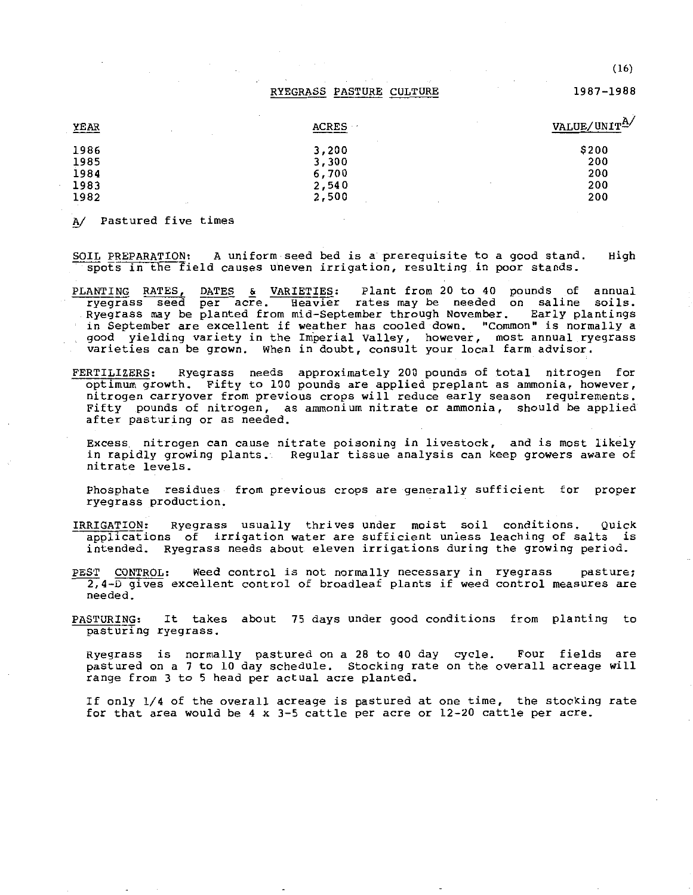# RYEGRASS PASTURE CULTURE

1987-1988

| YEAR | ACRES | VALUE/UNIT[A/] |
|---|---|---|
| 1986 | 3,200 | $200 |
| 1985 | 3,300 | 200 |
| 1984 | 6,700 | 200 |
| 1983 | 2,540 | 200 |
| 1982 | 2,500 | 200 |

A/ Pastured five times

**SOIL PREPARATION:** A uniform seed bed is a prerequisite to a good stand. High spots in the field causes uneven irrigation, resulting in poor stands.

**PLANTING RATES, DATES & VARIETIES:** Plant from 20 to 40 pounds of annual ryegrass seed per acre. Heavier rates may be needed on saline soils. Ryegrass may be planted from mid-September through November. Early plantings in September are excellent if weather has cooled down. "Common" is normally a good yielding variety in the Imperial Valley, however, most annual ryegrass varieties can be grown. When in doubt, consult your local farm advisor.

**FERTILIZERS:** Ryegrass needs approximately 200 pounds of total nitrogen for optimum growth. Fifty to 100 pounds are applied preplant as ammonia, however, nitrogen carryover from previous crops will reduce early season requirements. Fifty pounds of nitrogen, as ammonium nitrate or ammonia, should be applied after pasturing or as needed.

Excess nitrogen can cause nitrate poisoning in livestock, and is most likely in rapidly growing plants. Regular tissue analysis can keep growers aware of nitrate levels.

Phosphate residues from previous crops are generally sufficient for proper ryegrass production.

**IRRIGATION:** Ryegrass usually thrives under moist soil conditions. Quick applications of irrigation water are sufficient unless leaching of salts is intended. Ryegrass needs about eleven irrigations during the growing period.

**PEST CONTROL:** Weed control is not normally necessary in ryegrass pasture; 2,4-D gives excellent control of broadleaf plants if weed control measures are needed.

**PASTURING:** It takes about 75 days under good conditions from planting to pasturing ryegrass.

Ryegrass is normally pastured on a 28 to 40 day cycle. Four fields are pastured on a 7 to 10 day schedule. Stocking rate on the overall acreage will range from 3 to 5 head per actual acre planted.

If only 1/4 of the overall acreage is pastured at one time, the stocking rate for that area would be 4 x 3-5 cattle per acre or 12-20 cattle per acre.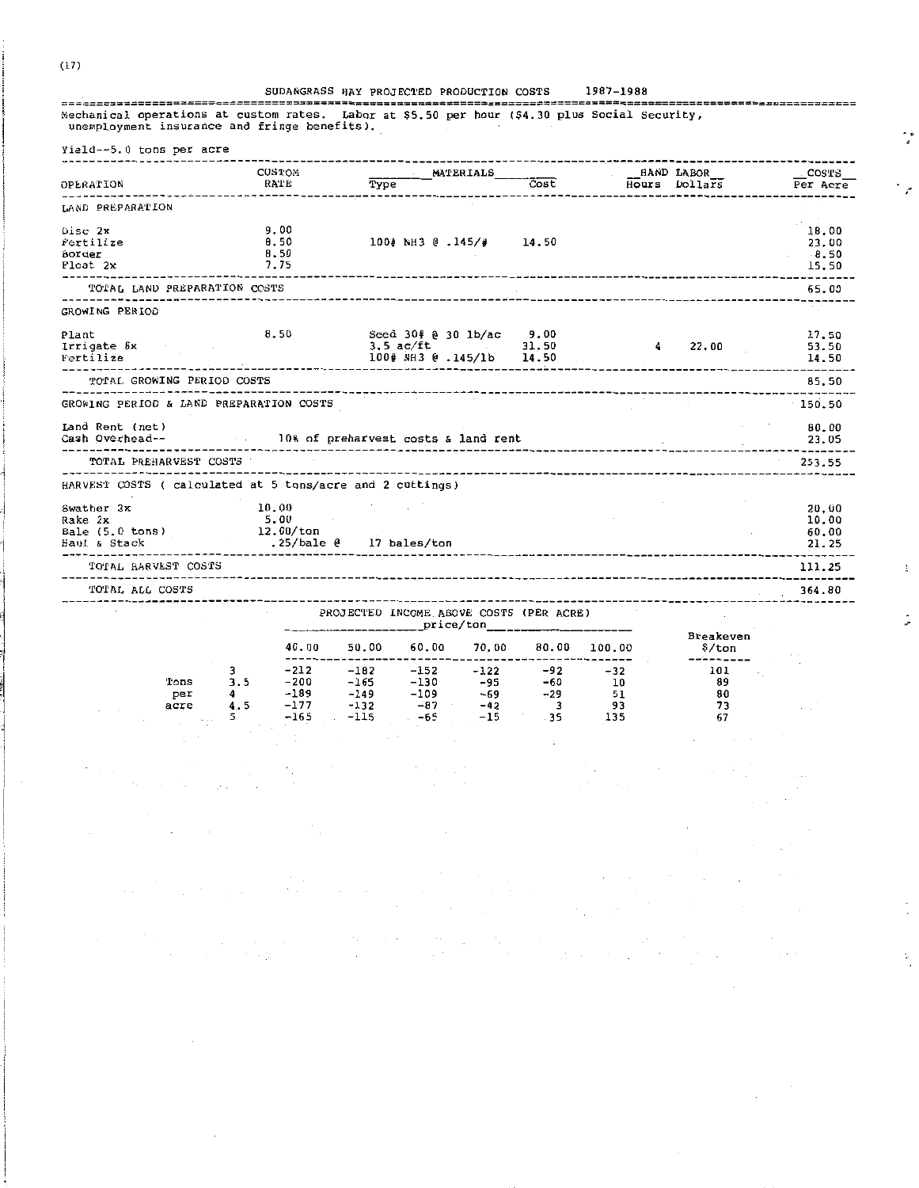## SUDANGRASS HAY PROJECTED PRODUCTION COSTS 1987-1988

Mechanical operations at custom rates. Labor at $5.50 per hour ($4.30 plus Social Security, unemployment insurance and fringe benefits).

Yield--5.0 tons per acre

| OPERATION | CUSTOM RATE | MATERIALS Type | MATERIALS Cost | HAND LABOR Hours | HAND LABOR Dollars | COSTS Per Acre |
|---|---|---|---|---|---|---|
| **LAND PREPARATION** | | | | | | |
| Disc 2x | 9.00 | | | | | 18.00 |
| Fertilize | 8.50 | 100# NH3 @ .145/# | 14.50 | | | 23.00 |
| Border | 8.50 | | | | | 8.50 |
| Float 2x | 7.75 | | | | | 15.50 |
| TOTAL LAND PREPARATION COSTS | | | | | | 65.00 |
| **GROWING PERIOD** | | | | | | |
| Plant | 8.50 | Seed 30# @ 30 lb/ac | 9.00 | | | 17.50 |
| Irrigate 8x | | 3.5 ac/ft | 31.50 | 4 | 22.00 | 53.50 |
| Fertilize | | 100# NH3 @ .145/lb | 14.50 | | | 14.50 |
| TOTAL GROWING PERIOD COSTS | | | | | | 85.50 |
| GROWING PERIOD & LAND PREPARATION COSTS | | | | | | 150.50 |
| Land Rent (net) | | | | | | 80.00 |
| Cash Overhead-- | | 10% of preharvest costs & land rent | | | | 23.05 |
| TOTAL PREHARVEST COSTS | | | | | | 253.55 |
| **HARVEST COSTS** ( calculated at 5 tons/acre and 2 cuttings) | | | | | | |
| Swather 2x | 10.00 | | | | | 20.00 |
| Rake 2x | 5.00 | | | | | 10.00 |
| Bale (5.0 tons) | 12.00/ton | | | | | 60.00 |
| Haul & Stack | .25/bale @ | 17 bales/ton | | | | 21.25 |
| TOTAL HARVEST COSTS | | | | | | 111.25 |
| TOTAL ALL COSTS | | | | | | 364.80 |

### PROJECTED INCOME ABOVE COSTS (PER ACRE)

| Tons per acre | price/ton 40.00 | 50.00 | 60.00 | 70.00 | 80.00 | 100.00 | Breakeven $/ton |
|---|---|---|---|---|---|---|---|
| 3 | -212 | -182 | -152 | -122 | -92 | -32 | 101 |
| 3.5 | -200 | -165 | -130 | -95 | -60 | 10 | 89 |
| 4 | -189 | -149 | -109 | -69 | -29 | 51 | 80 |
| 4.5 | -177 | -132 | -87 | -42 | 3 | 93 | 73 |
| 5 | -165 | -115 | -65 | -15 | 35 | 135 | 67 |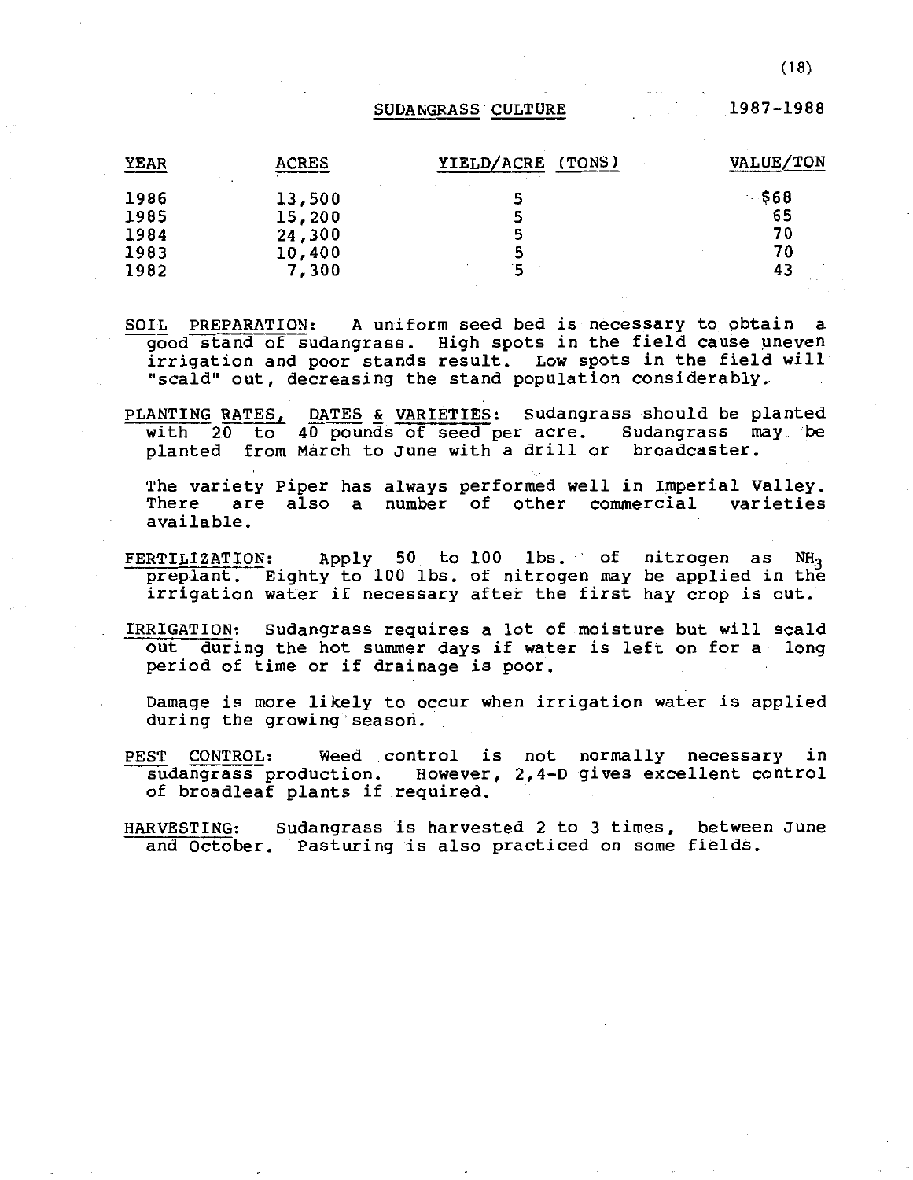## SUDANGRASS CULTURE 1987-1988

| YEAR | ACRES | YIELD/ACRE (TONS) | VALUE/TON |
|---|---|---|---|
| 1986 | 13,500 | 5 | $68 |
| 1985 | 15,200 | 5 | 65 |
| 1984 | 24,300 | 5 | 70 |
| 1983 | 10,400 | 5 | 70 |
| 1982 | 7,300 | 5 | 43 |

SOIL PREPARATION: A uniform seed bed is necessary to obtain a good stand of sudangrass. High spots in the field cause uneven irrigation and poor stands result. Low spots in the field will "scald" out, decreasing the stand population considerably.

PLANTING RATES, DATES & VARIETIES: Sudangrass should be planted with 20 to 40 pounds of seed per acre. Sudangrass may be planted from March to June with a drill or broadcaster.

The variety Piper has always performed well in Imperial Valley. There are also a number of other commercial varieties available.

FERTILIZATION: Apply 50 to 100 lbs. of nitrogen as $NH_3$ preplant. Eighty to 100 lbs. of nitrogen may be applied in the irrigation water if necessary after the first hay crop is cut.

IRRIGATION: Sudangrass requires a lot of moisture but will scald out during the hot summer days if water is left on for a long period of time or if drainage is poor.

Damage is more likely to occur when irrigation water is applied during the growing season.

PEST CONTROL: Weed control is not normally necessary in sudangrass production. However, 2,4-D gives excellent control of broadleaf plants if required.

HARVESTING: Sudangrass is harvested 2 to 3 times, between June and October. Pasturing is also practiced on some fields.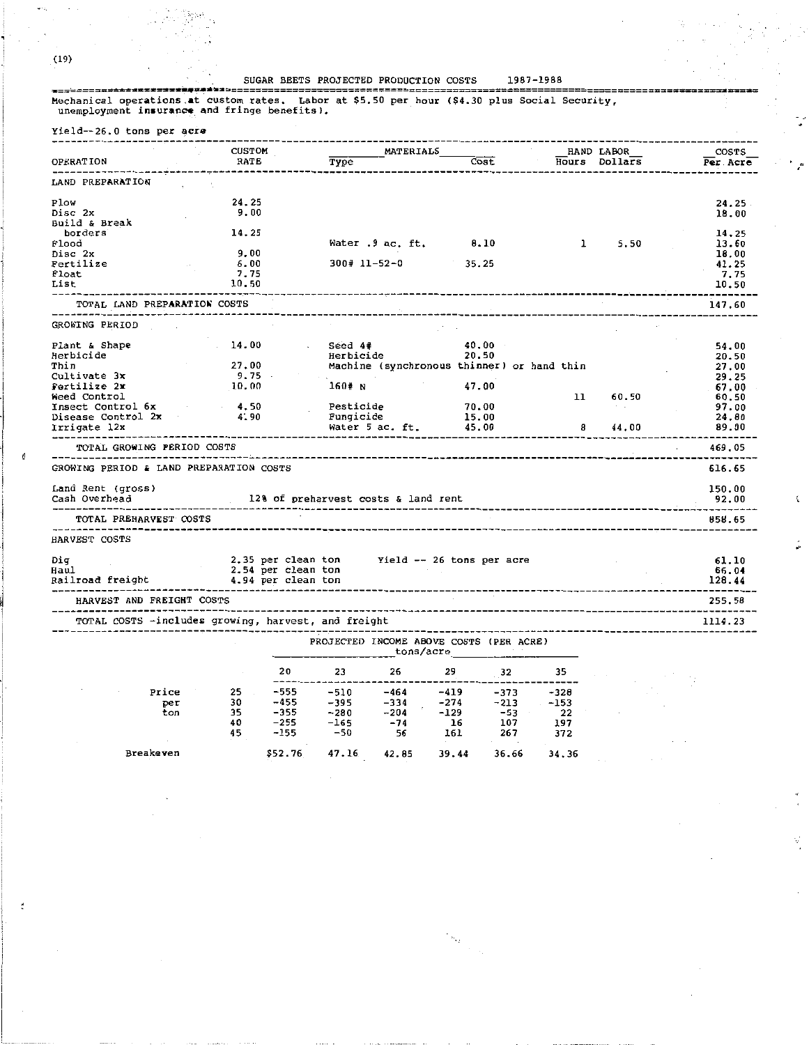(19)

## SUGAR BEETS PROJECTED PRODUCTION COSTS 1987-1988

Mechanical operations at custom rates. Labor at $5.50 per hour ($4.30 plus Social Security, unemployment insurance and fringe benefits).

Yield--26.0 tons per acre

| OPERATION | CUSTOM RATE | MATERIALS Type | MATERIALS Cost | HAND LABOR Hours | HAND LABOR Dollars | COSTS Per Acre |
|---|---|---|---|---|---|---|
| **LAND PREPARATION** | | | | | | |
| Plow | 24.25 | | | | | 24.25 |
| Disc 2x | 9.00 | | | | | 18.00 |
| Build & Break borders | 14.25 | | | | | 14.25 |
| Flood | | Water .9 ac. ft. | 8.10 | 1 | 5.50 | 13.60 |
| Disc 2x | 9.00 | | | | | 18.00 |
| Fertilize | 6.00 | 300# 11-52-0 | 35.25 | | | 41.25 |
| Float | 7.75 | | | | | 7.75 |
| List | 10.50 | | | | | 10.50 |
| TOTAL LAND PREPARATION COSTS | | | | | | 147.60 |
| **GROWING PERIOD** | | | | | | |
| Plant & Shape | 14.00 | Seed 4# | 40.00 | | | 54.00 |
| Herbicide | | Herbicide | 20.50 | | | 20.50 |
| Thin | 27.00 | Machine (synchronous thinner) or hand thin | | | | 27.00 |
| Cultivate 3x | 9.75 | | | | | 29.25 |
| Fertilize 2x | 10.00 | 160# N | 47.00 | | | 67.00 |
| Weed Control | | | | 11 | 60.50 | 60.50 |
| Insect Control 6x | 4.50 | Pesticide | 70.00 | | | 97.00 |
| Disease Control 2x | 4.90 | Fungicide | 15.00 | | | 24.80 |
| Irrigate 12x | | Water 5 ac. ft. | 45.00 | 8 | 44.00 | 89.00 |
| TOTAL GROWING PERIOD COSTS | | | | | | 469.05 |
| GROWING PERIOD & LAND PREPARATION COSTS | | | | | | 616.65 |
| Land Rent (gross) | | | | | | 150.00 |
| Cash Overhead | | 12% of preharvest costs & land rent | | | | 92.00 |
| TOTAL PREHARVEST COSTS | | | | | | 858.65 |
| **HARVEST COSTS** | | | | | | |
| Dig | 2.35 per clean ton | Yield -- 26 tons per acre | | | | 61.10 |
| Haul | 2.54 per clean ton | | | | | 66.04 |
| Railroad freight | 4.94 per clean ton | | | | | 128.44 |
| HARVEST AND FREIGHT COSTS | | | | | | 255.58 |
| TOTAL COSTS -includes growing, harvest, and freight | | | | | | 1114.23 |

### PROJECTED INCOME ABOVE COSTS (PER ACRE)

| | | tons/acre | | | | | |
|---|---|---|---|---|---|---|---|
| | | 20 | 23 | 26 | 29 | 32 | 35 |
| Price per ton | 25 | -555 | -510 | -464 | -419 | -373 | -328 |
| | 30 | -455 | -395 | -334 | -274 | -213 | -153 |
| | 35 | -355 | -280 | -204 | -129 | -53 | 22 |
| | 40 | -255 | -165 | -74 | 16 | 107 | 197 |
| | 45 | -155 | -50 | 56 | 161 | 267 | 372 |
| Breakeven | | $52.76 | 47.16 | 42.85 | 39.44 | 36.66 | 34.36 |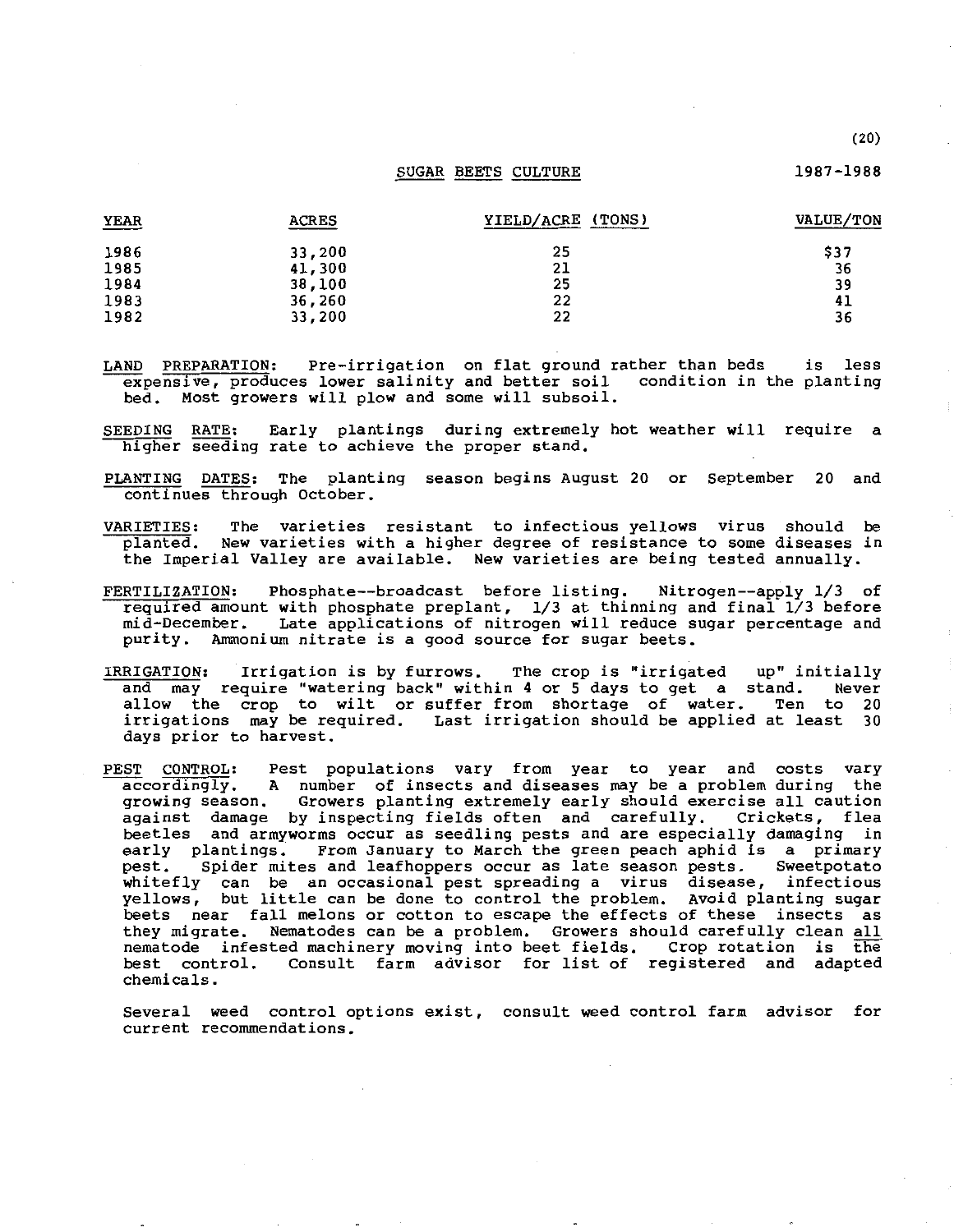## SUGAR BEETS CULTURE 1987-1988

| YEAR | ACRES | YIELD/ACRE (TONS) | VALUE/TON |
|---|---|---|---|
| 1986 | 33,200 | 25 | $37 |
| 1985 | 41,300 | 21 | 36 |
| 1984 | 38,100 | 25 | 39 |
| 1983 | 36,260 | 22 | 41 |
| 1982 | 33,200 | 22 | 36 |

LAND PREPARATION: Pre-irrigation on flat ground rather than beds is less expensive, produces lower salinity and better soil condition in the planting bed. Most growers will plow and some will subsoil.

SEEDING RATE: Early plantings during extremely hot weather will require a higher seeding rate to achieve the proper stand.

PLANTING DATES: The planting season begins August 20 or September 20 and continues through October.

VARIETIES: The varieties resistant to infectious yellows virus should be planted. New varieties with a higher degree of resistance to some diseases in the Imperial Valley are available. New varieties are being tested annually.

FERTILIZATION: Phosphate--broadcast before listing. Nitrogen--apply 1/3 of required amount with phosphate preplant, 1/3 at thinning and final 1/3 before mid-December. Late applications of nitrogen will reduce sugar percentage and purity. Ammonium nitrate is a good source for sugar beets.

IRRIGATION: Irrigation is by furrows. The crop is "irrigated up" initially and may require "watering back" within 4 or 5 days to get a stand. Never allow the crop to wilt or suffer from shortage of water. Ten to 20 irrigations may be required. Last irrigation should be applied at least 30 days prior to harvest.

PEST CONTROL: Pest populations vary from year to year and costs vary accordingly. A number of insects and diseases may be a problem during the growing season. Growers planting extremely early should exercise all caution against damage by inspecting fields often and carefully. Crickets, flea beetles and armyworms occur as seedling pests and are especially damaging in early plantings. From January to March the green peach aphid is a primary pest. Spider mites and leafhoppers occur as late season pests. Sweetpotato whitefly can be an occasional pest spreading a virus disease, infectious yellows, but little can be done to control the problem. Avoid planting sugar beets near fall melons or cotton to escape the effects of these insects as they migrate. Nematodes can be a problem. Growers should carefully clean all nematode infested machinery moving into beet fields. Crop rotation is the best control. Consult farm advisor for list of registered and adapted chemicals.

Several weed control options exist, consult weed control farm advisor for current recommendations.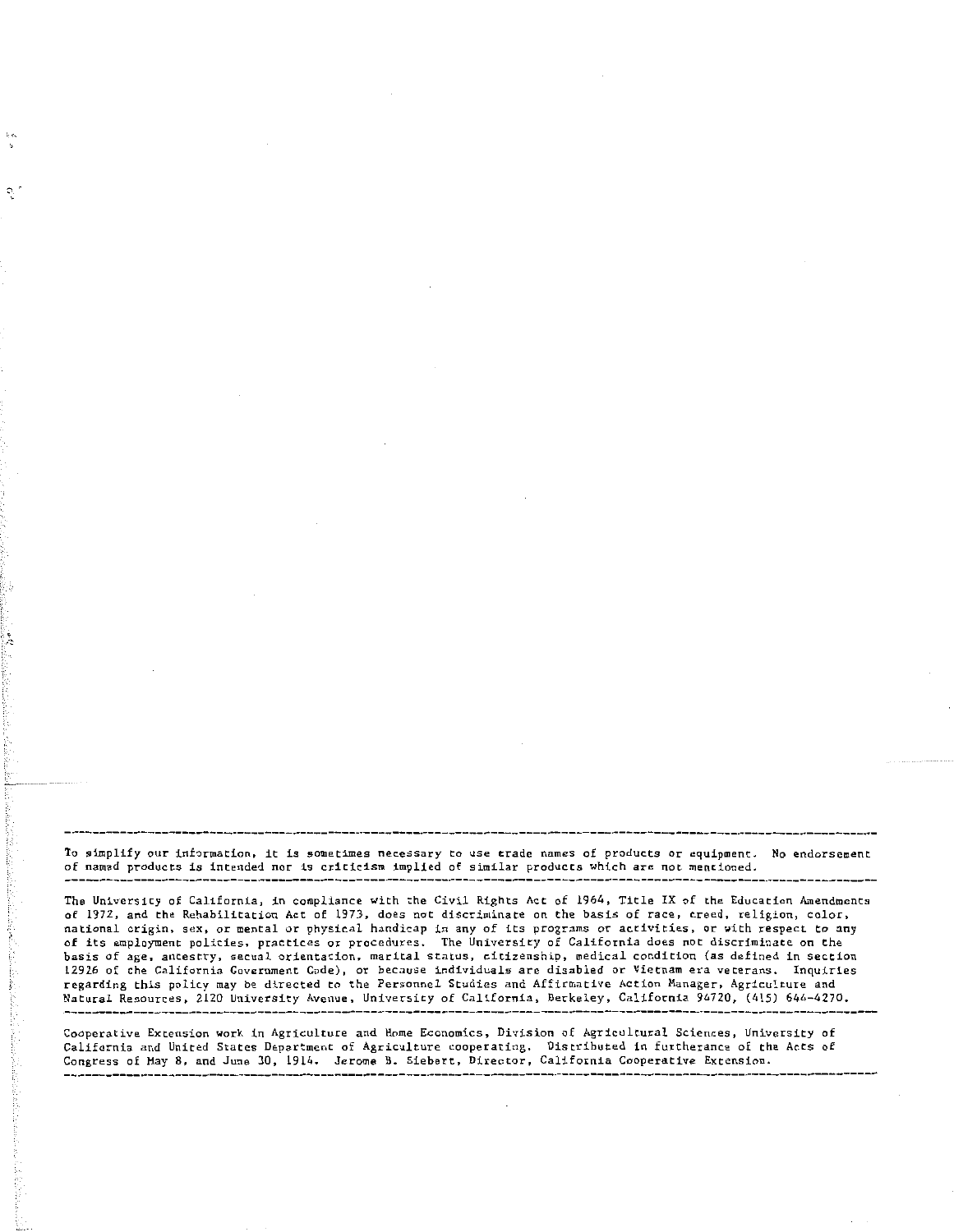To simplify our information, it is sometimes necessary to use trade names of products or equipment. No endorsement of named products is intended nor is criticism implied of similar products which are not mentioned.

---

The University of California, in compliance with the Civil Rights Act of 1964, Title IX of the Education Amendments of 1972, and the Rehabilitation Act of 1973, does not discriminate on the basis of race, creed, religion, color, national origin, sex, or mental or physical handicap in any of its programs or activities, or with respect to any of its employment policies, practices or procedures. The University of California does not discriminate on the basis of age, ancestry, sexual orientation, marital status, citizenship, medical condition (as defined in section 12926 of the California Government Code), or because individuals are disabled or Vietnam era veterans. Inquiries regarding this policy may be directed to the Personnel Studies and Affirmative Action Manager, Agriculture and Natural Resources, 2120 University Avenue, University of California, Berkeley, California 94720, (415) 644-4270.

---

Cooperative Extension work in Agriculture and Home Economics, Division of Agricultural Sciences, University of California and United States Department of Agriculture cooperating. Distributed in furtherance of the Acts of Congress of May 8, and June 30, 1914. Jerome B. Siebert, Director, California Cooperative Extension.